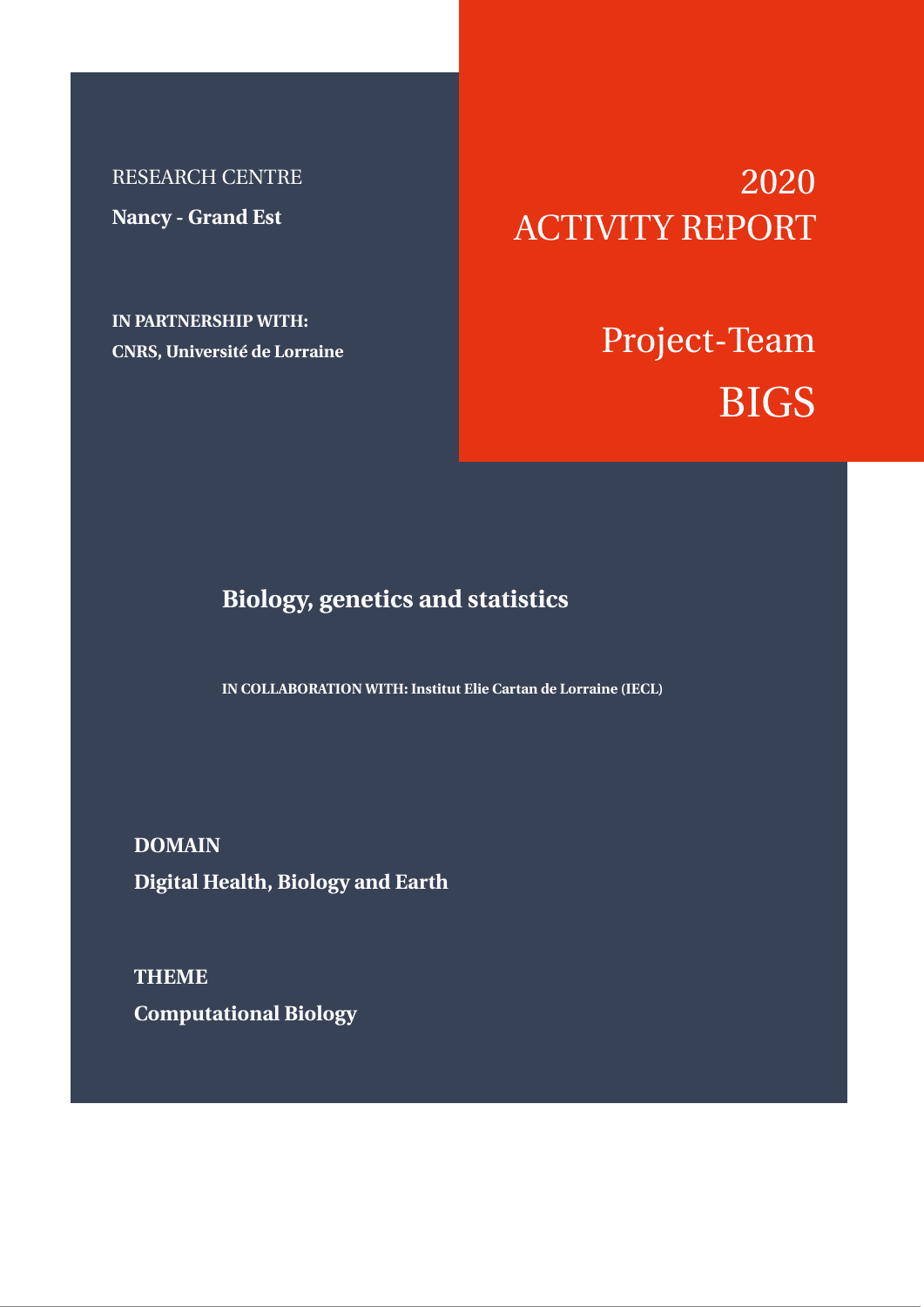RESEARCH CENTRE

**Nancy - Grand Est**

**IN PARTNERSHIP WITH:**
**CNRS, Université de Lorraine**

# 2020 ACTIVITY REPORT

# Project-Team BIGS

## Biology, genetics and statistics

**IN COLLABORATION WITH: Institut Elie Cartan de Lorraine (IECL)**

**DOMAIN**

**Digital Health, Biology and Earth**

**THEME**

**Computational Biology**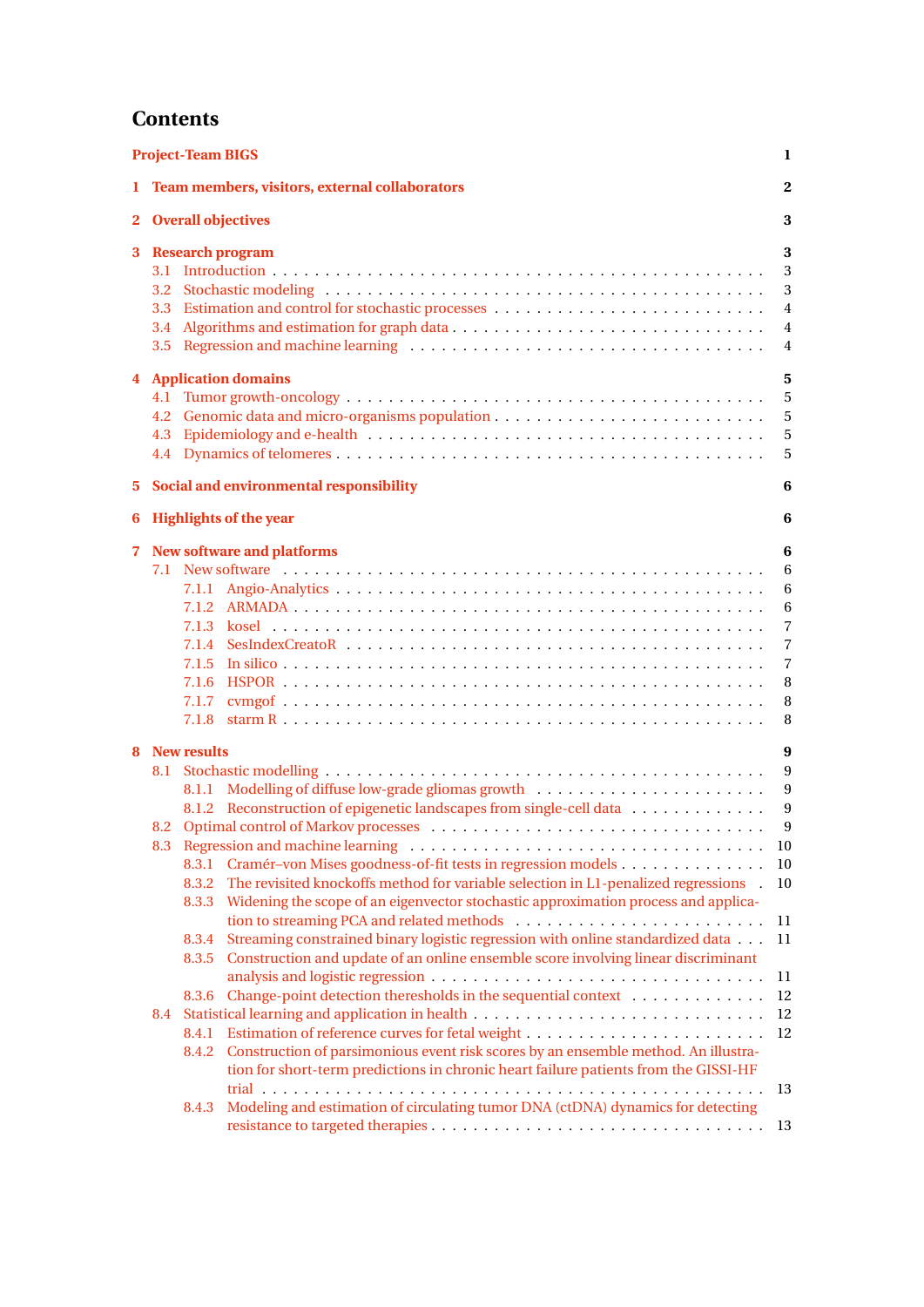# Contents

**Project-Team BIGS** 1

**1 Team members, visitors, external collaborators** 2

**2 Overall objectives** 3

**3 Research program** 3

- 3.1 Introduction 3
- 3.2 Stochastic modeling 3
- 3.3 Estimation and control for stochastic processes 4
- 3.4 Algorithms and estimation for graph data 4
- 3.5 Regression and machine learning 4

**4 Application domains** 5

- 4.1 Tumor growth-oncology 5
- 4.2 Genomic data and micro-organisms population 5
- 4.3 Epidemiology and e-health 5
- 4.4 Dynamics of telomeres 5

**5 Social and environmental responsibility** 6

**6 Highlights of the year** 6

**7 New software and platforms** 6

- 7.1 New software 6
  - 7.1.1 Angio-Analytics 6
  - 7.1.2 ARMADA 6
  - 7.1.3 kosel 7
  - 7.1.4 SesIndexCreatoR 7
  - 7.1.5 In silico 7
  - 7.1.6 HSPOR 8
  - 7.1.7 cvmgof 8
  - 7.1.8 starm R 8

**8 New results** 9

- 8.1 Stochastic modelling 9
  - 8.1.1 Modelling of diffuse low-grade gliomas growth 9
  - 8.1.2 Reconstruction of epigenetic landscapes from single-cell data 9
- 8.2 Optimal control of Markov processes 9
- 8.3 Regression and machine learning 10
  - 8.3.1 Cramér–von Mises goodness-of-fit tests in regression models 10
  - 8.3.2 The revisited knockoffs method for variable selection in L1-penalized regressions 10
  - 8.3.3 Widening the scope of an eigenvector stochastic approximation process and application to streaming PCA and related methods 11
  - 8.3.4 Streaming constrained binary logistic regression with online standardized data 11
  - 8.3.5 Construction and update of an online ensemble score involving linear discriminant analysis and logistic regression 11
  - 8.3.6 Change-point detection thereshold in the sequential context 12
- 8.4 Statistical learning and application in health 12
  - 8.4.1 Estimation of reference curves for fetal weight 12
  - 8.4.2 Construction of parsimonious event risk scores by an ensemble method. An illustration for short-term predictions in chronic heart failure patients from the GISSI-HF trial 13
  - 8.4.3 Modeling and estimation of circulating tumor DNA (ctDNA) dynamics for detecting resistance to targeted therapies 13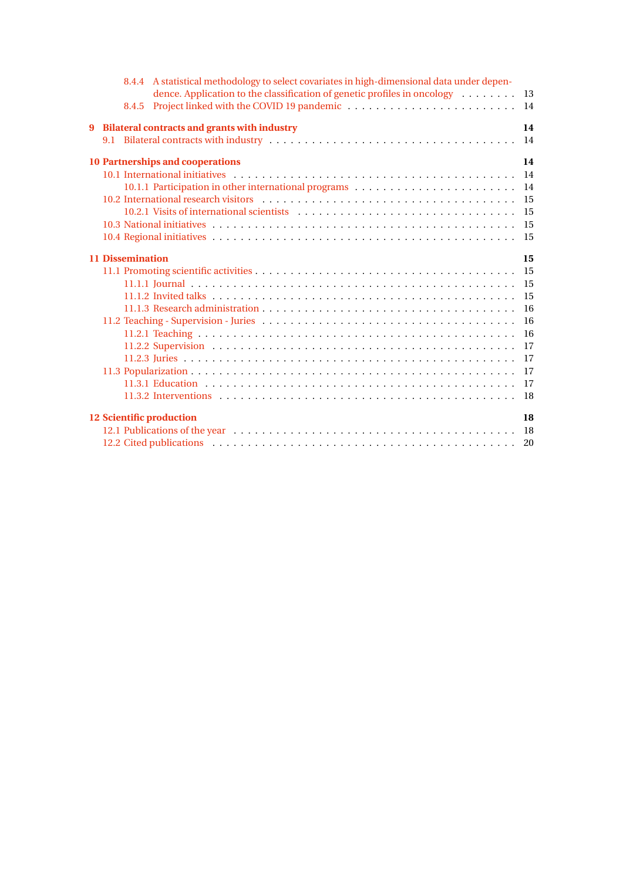8.4.4 A statistical methodology to select covariates in high-dimensional data under dependence. Application to the classification of genetic profiles in oncology . . . . . . . . 13
8.4.5 Project linked with the COVID 19 pandemic . . . . . . . . . . . . . . . . . . . . . . . . 14

**9 Bilateral contracts and grants with industry** **14**
9.1 Bilateral contracts with industry . . . . . . . . . . . . . . . . . . . . . . . . . . . . . . . . . . 14

**10 Partnerships and cooperations** **14**
10.1 International initiatives . . . . . . . . . . . . . . . . . . . . . . . . . . . . . . . . . . . . . . 14
10.1.1 Participation in other international programs . . . . . . . . . . . . . . . . . . . . . . 14
10.2 International research visitors . . . . . . . . . . . . . . . . . . . . . . . . . . . . . . . . . . 15
10.2.1 Visits of international scientists . . . . . . . . . . . . . . . . . . . . . . . . . . . . . . 15
10.3 National initiatives . . . . . . . . . . . . . . . . . . . . . . . . . . . . . . . . . . . . . . . . 15
10.4 Regional initiatives . . . . . . . . . . . . . . . . . . . . . . . . . . . . . . . . . . . . . . . . 15

**11 Dissemination** **15**
11.1 Promoting scientific activities . . . . . . . . . . . . . . . . . . . . . . . . . . . . . . . . . . 15
11.1.1 Journal . . . . . . . . . . . . . . . . . . . . . . . . . . . . . . . . . . . . . . . . . . . . 15
11.1.2 Invited talks . . . . . . . . . . . . . . . . . . . . . . . . . . . . . . . . . . . . . . . . . 15
11.1.3 Research administration . . . . . . . . . . . . . . . . . . . . . . . . . . . . . . . . . . 16
11.2 Teaching - Supervision - Juries . . . . . . . . . . . . . . . . . . . . . . . . . . . . . . . . . 16
11.2.1 Teaching . . . . . . . . . . . . . . . . . . . . . . . . . . . . . . . . . . . . . . . . . . . 16
11.2.2 Supervision . . . . . . . . . . . . . . . . . . . . . . . . . . . . . . . . . . . . . . . . . 17
11.2.3 Juries . . . . . . . . . . . . . . . . . . . . . . . . . . . . . . . . . . . . . . . . . . . . . 17
11.3 Popularization . . . . . . . . . . . . . . . . . . . . . . . . . . . . . . . . . . . . . . . . . . 17
11.3.1 Education . . . . . . . . . . . . . . . . . . . . . . . . . . . . . . . . . . . . . . . . . . 17
11.3.2 Interventions . . . . . . . . . . . . . . . . . . . . . . . . . . . . . . . . . . . . . . . . 18

**12 Scientific production** **18**
12.1 Publications of the year . . . . . . . . . . . . . . . . . . . . . . . . . . . . . . . . . . . . . 18
12.2 Cited publications . . . . . . . . . . . . . . . . . . . . . . . . . . . . . . . . . . . . . . . . 20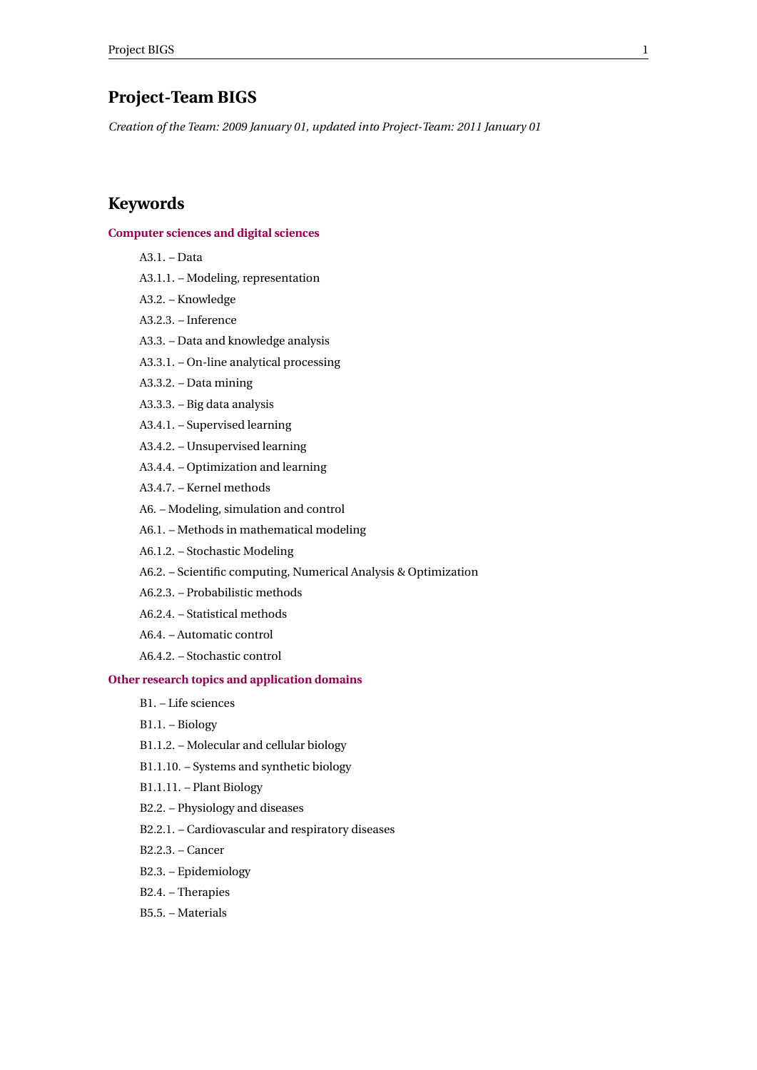# Project-Team BIGS

*Creation of the Team: 2009 January 01, updated into Project-Team: 2011 January 01*

## Keywords

### Computer sciences and digital sciences

- A3.1. – Data
- A3.1.1. – Modeling, representation
- A3.2. – Knowledge
- A3.2.3. – Inference
- A3.3. – Data and knowledge analysis
- A3.3.1. – On-line analytical processing
- A3.3.2. – Data mining
- A3.3.3. – Big data analysis
- A3.4.1. – Supervised learning
- A3.4.2. – Unsupervised learning
- A3.4.4. – Optimization and learning
- A3.4.7. – Kernel methods
- A6. – Modeling, simulation and control
- A6.1. – Methods in mathematical modeling
- A6.1.2. – Stochastic Modeling
- A6.2. – Scientific computing, Numerical Analysis & Optimization
- A6.2.3. – Probabilistic methods
- A6.2.4. – Statistical methods
- A6.4. – Automatic control
- A6.4.2. – Stochastic control

### Other research topics and application domains

- B1. – Life sciences
- B1.1. – Biology
- B1.1.2. – Molecular and cellular biology
- B1.1.10. – Systems and synthetic biology
- B1.1.11. – Plant Biology
- B2.2. – Physiology and diseases
- B2.2.1. – Cardiovascular and respiratory diseases
- B2.2.3. – Cancer
- B2.3. – Epidemiology
- B2.4. – Therapies
- B5.5. – Materials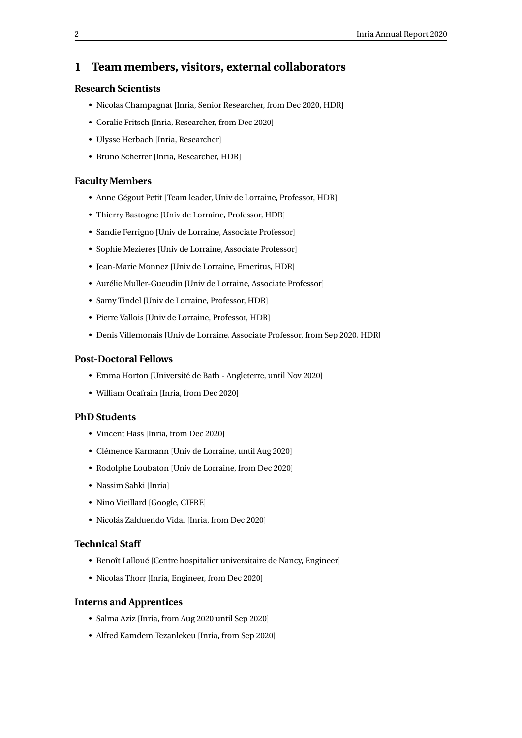# 1 Team members, visitors, external collaborators

### Research Scientists

- Nicolas Champagnat [Inria, Senior Researcher, from Dec 2020, HDR]
- Coralie Fritsch [Inria, Researcher, from Dec 2020]
- Ulysse Herbach [Inria, Researcher]
- Bruno Scherrer [Inria, Researcher, HDR]

### Faculty Members

- Anne Gégout Petit [Team leader, Univ de Lorraine, Professor, HDR]
- Thierry Bastogne [Univ de Lorraine, Professor, HDR]
- Sandie Ferrigno [Univ de Lorraine, Associate Professor]
- Sophie Mezieres [Univ de Lorraine, Associate Professor]
- Jean-Marie Monnez [Univ de Lorraine, Emeritus, HDR]
- Aurélie Muller-Gueudin [Univ de Lorraine, Associate Professor]
- Samy Tindel [Univ de Lorraine, Professor, HDR]
- Pierre Vallois [Univ de Lorraine, Professor, HDR]
- Denis Villemonais [Univ de Lorraine, Associate Professor, from Sep 2020, HDR]

### Post-Doctoral Fellows

- Emma Horton [Université de Bath - Angleterre, until Nov 2020]
- William Ocafrain [Inria, from Dec 2020]

### PhD Students

- Vincent Hass [Inria, from Dec 2020]
- Clémence Karmann [Univ de Lorraine, until Aug 2020]
- Rodolphe Loubaton [Univ de Lorraine, from Dec 2020]
- Nassim Sahki [Inria]
- Nino Vieillard [Google, CIFRE]
- Nicolás Zalduendo Vidal [Inria, from Dec 2020]

### Technical Staff

- Benoît Lalloué [Centre hospitalier universitaire de Nancy, Engineer]
- Nicolas Thorr [Inria, Engineer, from Dec 2020]

### Interns and Apprentices

- Salma Aziz [Inria, from Aug 2020 until Sep 2020]
- Alfred Kamdem Tezanlekeu [Inria, from Sep 2020]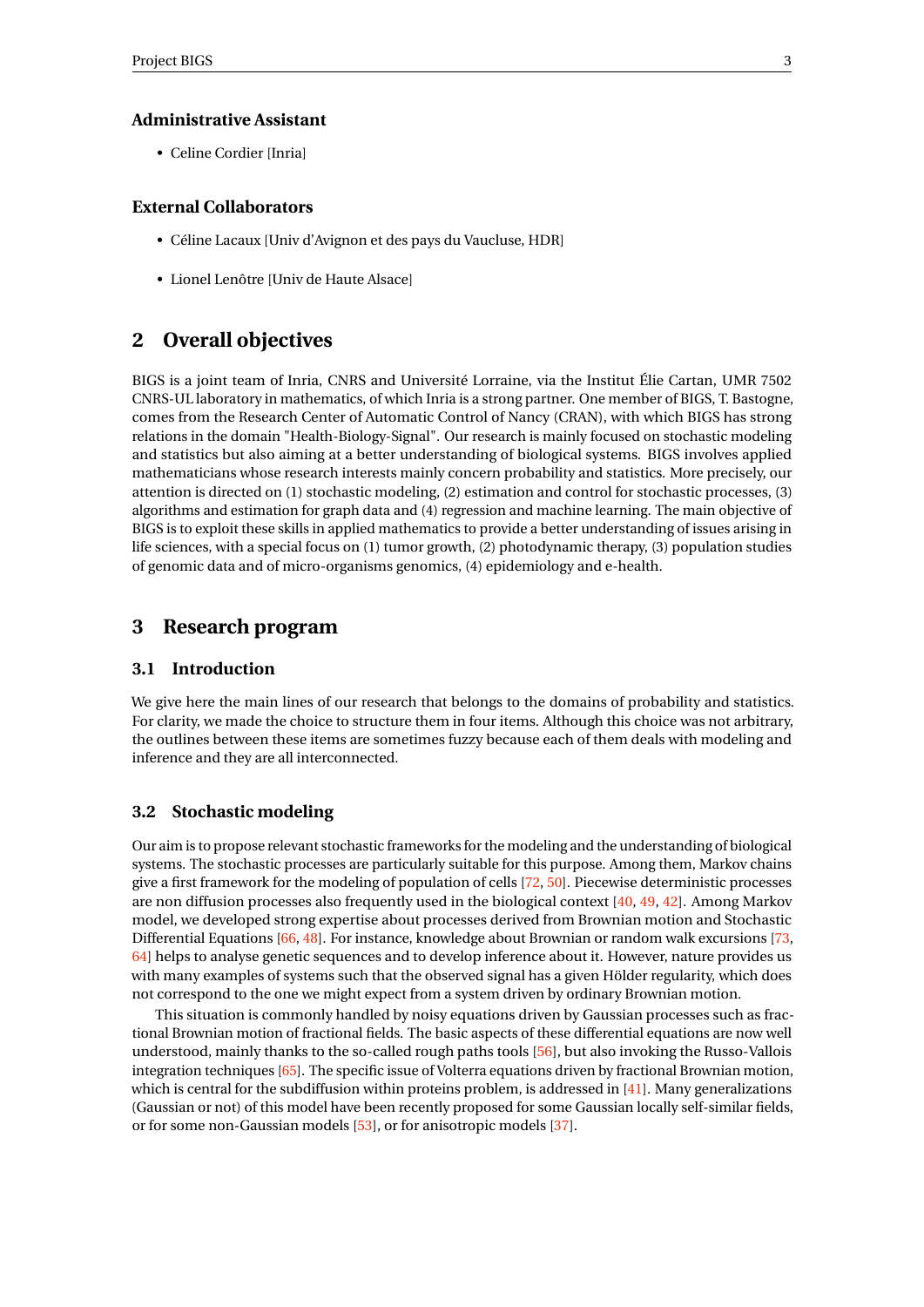### Administrative Assistant

- Celine Cordier [Inria]

### External Collaborators

- Céline Lacaux [Univ d'Avignon et des pays du Vaucluse, HDR]
- Lionel Lenôtre [Univ de Haute Alsace]

## 2 Overall objectives

BIGS is a joint team of Inria, CNRS and Université Lorraine, via the Institut Élie Cartan, UMR 7502 CNRS-UL laboratory in mathematics, of which Inria is a strong partner. One member of BIGS, T. Bastogne, comes from the Research Center of Automatic Control of Nancy (CRAN), with which BIGS has strong relations in the domain "Health-Biology-Signal". Our research is mainly focused on stochastic modeling and statistics but also aiming at a better understanding of biological systems. BIGS involves applied mathematicians whose research interests mainly concern probability and statistics. More precisely, our attention is directed on (1) stochastic modeling, (2) estimation and control for stochastic processes, (3) algorithms and estimation for graph data and (4) regression and machine learning. The main objective of BIGS is to exploit these skills in applied mathematics to provide a better understanding of issues arising in life sciences, with a special focus on (1) tumor growth, (2) photodynamic therapy, (3) population studies of genomic data and of micro-organisms genomics, (4) epidemiology and e-health.

## 3 Research program

### 3.1 Introduction

We give here the main lines of our research that belongs to the domains of probability and statistics. For clarity, we made the choice to structure them in four items. Although this choice was not arbitrary, the outlines between these items are sometimes fuzzy because each of them deals with modeling and inference and they are all interconnected.

### 3.2 Stochastic modeling

Our aim is to propose relevant stochastic frameworks for the modeling and the understanding of biological systems. The stochastic processes are particularly suitable for this purpose. Among them, Markov chains give a first framework for the modeling of population of cells [72, 50]. Piecewise deterministic processes are non diffusion processes also frequently used in the biological context [40, 49, 42]. Among Markov model, we developed strong expertise about processes derived from Brownian motion and Stochastic Differential Equations [66, 48]. For instance, knowledge about Brownian or random walk excursions [73, 64] helps to analyse genetic sequences and to develop inference about it. However, nature provides us with many examples of systems such that the observed signal has a given Hölder regularity, which does not correspond to the one we might expect from a system driven by ordinary Brownian motion.

This situation is commonly handled by noisy equations driven by Gaussian processes such as fractional Brownian motion of fractional fields. The basic aspects of these differential equations are now well understood, mainly thanks to the so-called rough paths tools [56], but also invoking the Russo-Vallois integration techniques [65]. The specific issue of Volterra equations driven by fractional Brownian motion, which is central for the subdiffusion within proteins problem, is addressed in [41]. Many generalizations (Gaussian or not) of this model have been recently proposed for some Gaussian locally self-similar fields, or for some non-Gaussian models [53], or for anisotropic models [37].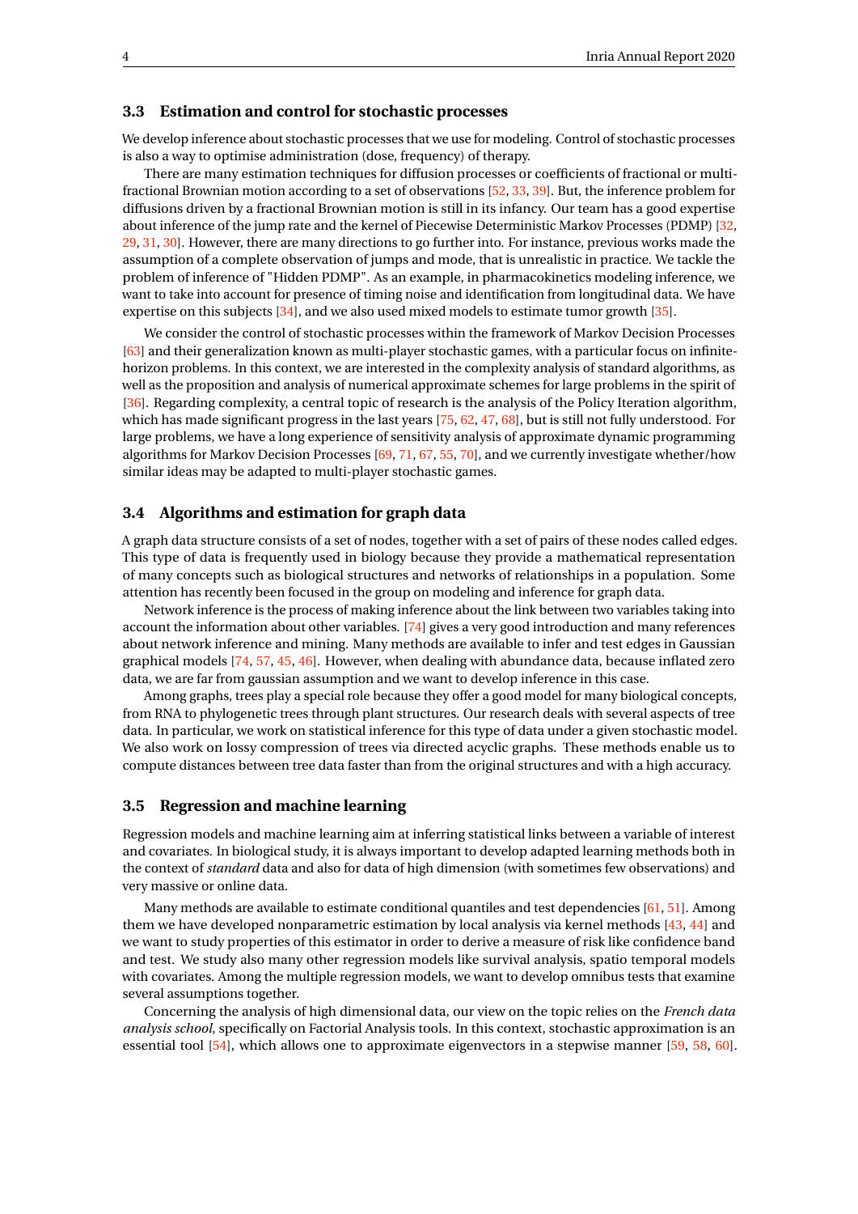### 3.3 Estimation and control for stochastic processes

We develop inference about stochastic processes that we use for modeling. Control of stochastic processes is also a way to optimise administration (dose, frequency) of therapy.

There are many estimation techniques for diffusion processes or coefficients of fractional or multi-fractional Brownian motion according to a set of observations [52, 33, 39]. But, the inference problem for diffusions driven by a fractional Brownian motion is still in its infancy. Our team has a good expertise about inference of the jump rate and the kernel of Piecewise Deterministic Markov Processes (PDMP) [32, 29, 31, 30]. However, there are many directions to go further into. For instance, previous works made the assumption of a complete observation of jumps and mode, that is unrealistic in practice. We tackle the problem of inference of "Hidden PDMP". As an example, in pharmacokinetics modeling inference, we want to take into account for presence of timing noise and identification from longitudinal data. We have expertise on this subjects [34], and we also used mixed models to estimate tumor growth [35].

We consider the control of stochastic processes within the framework of Markov Decision Processes [63] and their generalization known as multi-player stochastic games, with a particular focus on infinite-horizon problems. In this context, we are interested in the complexity analysis of standard algorithms, as well as the proposition and analysis of numerical approximate schemes for large problems in the spirit of [36]. Regarding complexity, a central topic of research is the analysis of the Policy Iteration algorithm, which has made significant progress in the last years [75, 62, 47, 68], but is still not fully understood. For large problems, we have a long experience of sensitivity analysis of approximate dynamic programming algorithms for Markov Decision Processes [69, 71, 67, 55, 70], and we currently investigate whether/how similar ideas may be adapted to multi-player stochastic games.

### 3.4 Algorithms and estimation for graph data

A graph data structure consists of a set of nodes, together with a set of pairs of these nodes called edges. This type of data is frequently used in biology because they provide a mathematical representation of many concepts such as biological structures and networks of relationships in a population. Some attention has recently been focused in the group on modeling and inference for graph data.

Network inference is the process of making inference about the link between two variables taking into account the information about other variables. [74] gives a very good introduction and many references about network inference and mining. Many methods are available to infer and test edges in Gaussian graphical models [74, 57, 45, 46]. However, when dealing with abundance data, because inflated zero data, we are far from gaussian assumption and we want to develop inference in this case.

Among graphs, trees play a special role because they offer a good model for many biological concepts, from RNA to phylogenetic trees through plant structures. Our research deals with several aspects of tree data. In particular, we work on statistical inference for this type of data under a given stochastic model. We also work on lossy compression of trees via directed acyclic graphs. These methods enable us to compute distances between tree data faster than from the original structures and with a high accuracy.

### 3.5 Regression and machine learning

Regression models and machine learning aim at inferring statistical links between a variable of interest and covariates. In biological study, it is always important to develop adapted learning methods both in the context of *standard* data and also for data of high dimension (with sometimes few observations) and very massive or online data.

Many methods are available to estimate conditional quantiles and test dependencies [61, 51]. Among them we have developed nonparametric estimation by local analysis via kernel methods [43, 44] and we want to study properties of this estimator in order to derive a measure of risk like confidence band and test. We study also many other regression models like survival analysis, spatio temporal models with covariates. Among the multiple regression models, we want to develop omnibus tests that examine several assumptions together.

Concerning the analysis of high dimensional data, our view on the topic relies on the *French data analysis school*, specifically on Factorial Analysis tools. In this context, stochastic approximation is an essential tool [54], which allows one to approximate eigenvectors in a stepwise manner [59, 58, 60].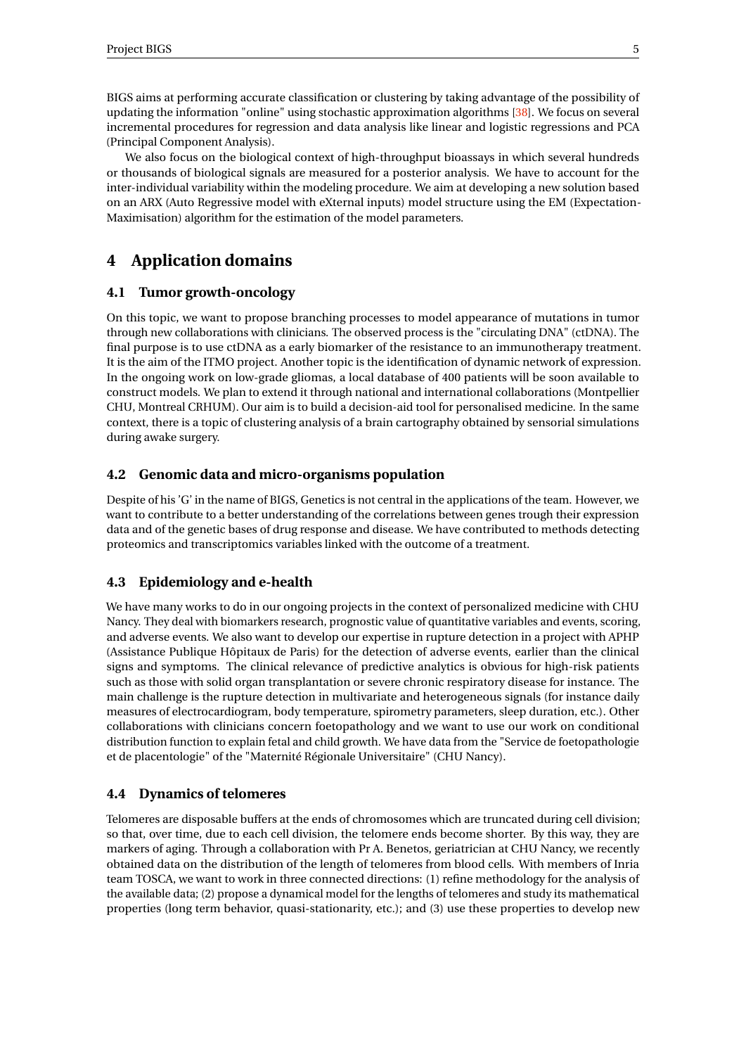BIGS aims at performing accurate classification or clustering by taking advantage of the possibility of updating the information "online" using stochastic approximation algorithms [38]. We focus on several incremental procedures for regression and data analysis like linear and logistic regressions and PCA (Principal Component Analysis).

We also focus on the biological context of high-throughput bioassays in which several hundreds or thousands of biological signals are measured for a posterior analysis. We have to account for the inter-individual variability within the modeling procedure. We aim at developing a new solution based on an ARX (Auto Regressive model with eXternal inputs) model structure using the EM (Expectation-Maximisation) algorithm for the estimation of the model parameters.

# 4 Application domains

## 4.1 Tumor growth-oncology

On this topic, we want to propose branching processes to model appearance of mutations in tumor through new collaborations with clinicians. The observed process is the "circulating DNA" (ctDNA). The final purpose is to use ctDNA as a early biomarker of the resistance to an immunotherapy treatment. It is the aim of the ITMO project. Another topic is the identification of dynamic network of expression. In the ongoing work on low-grade gliomas, a local database of 400 patients will be soon available to construct models. We plan to extend it through national and international collaborations (Montpellier CHU, Montreal CRHUM). Our aim is to build a decision-aid tool for personalised medicine. In the same context, there is a topic of clustering analysis of a brain cartography obtained by sensorial simulations during awake surgery.

## 4.2 Genomic data and micro-organisms population

Despite of his 'G' in the name of BIGS, Genetics is not central in the applications of the team. However, we want to contribute to a better understanding of the correlations between genes trough their expression data and of the genetic bases of drug response and disease. We have contributed to methods detecting proteomics and transcriptomics variables linked with the outcome of a treatment.

## 4.3 Epidemiology and e-health

We have many works to do in our ongoing projects in the context of personalized medicine with CHU Nancy. They deal with biomarkers research, prognostic value of quantitative variables and events, scoring, and adverse events. We also want to develop our expertise in rupture detection in a project with APHP (Assistance Publique Hôpitaux de Paris) for the detection of adverse events, earlier than the clinical signs and symptoms. The clinical relevance of predictive analytics is obvious for high-risk patients such as those with solid organ transplantation or severe chronic respiratory disease for instance. The main challenge is the rupture detection in multivariate and heterogeneous signals (for instance daily measures of electrocardiogram, body temperature, spirometry parameters, sleep duration, etc.). Other collaborations with clinicians concern foetopathology and we want to use our work on conditional distribution function to explain fetal and child growth. We have data from the "Service de foetopathologie et de placentologie" of the "Maternité Régionale Universitaire" (CHU Nancy).

## 4.4 Dynamics of telomeres

Telomeres are disposable buffers at the ends of chromosomes which are truncated during cell division; so that, over time, due to each cell division, the telomere ends become shorter. By this way, they are markers of aging. Through a collaboration with Pr A. Benetos, geriatrician at CHU Nancy, we recently obtained data on the distribution of the length of telomeres from blood cells. With members of Inria team TOSCA, we want to work in three connected directions: (1) refine methodology for the analysis of the available data; (2) propose a dynamical model for the lengths of telomeres and study its mathematical properties (long term behavior, quasi-stationarity, etc.); and (3) use these properties to develop new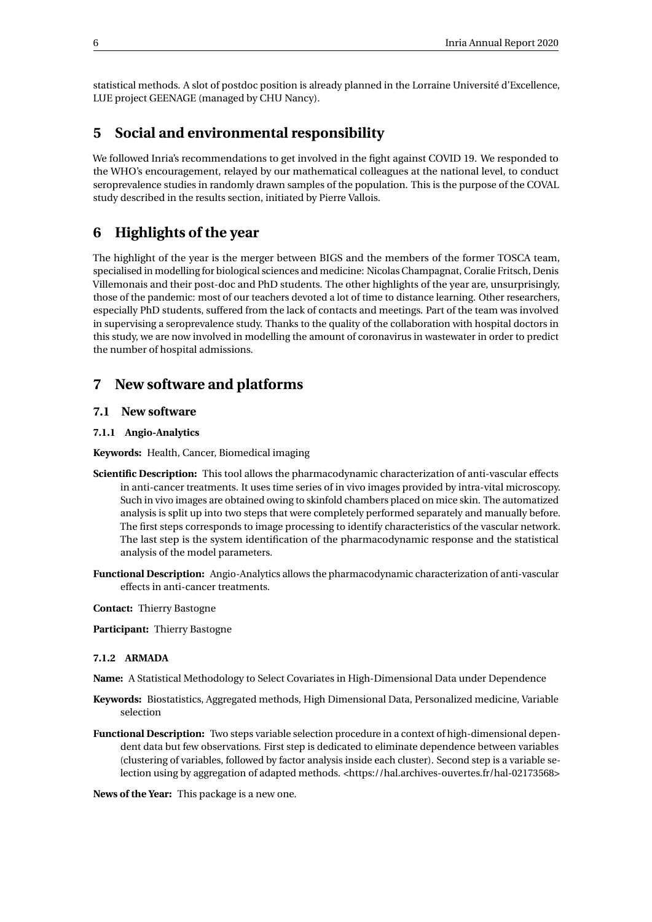statistical methods. A slot of postdoc position is already planned in the Lorraine Université d'Excellence, LUE project GEENAGE (managed by CHU Nancy).

# 5 Social and environmental responsibility

We followed Inria's recommendations to get involved in the fight against COVID 19. We responded to the WHO's encouragement, relayed by our mathematical colleagues at the national level, to conduct seroprevalence studies in randomly drawn samples of the population. This is the purpose of the COVAL study described in the results section, initiated by Pierre Vallois.

# 6 Highlights of the year

The highlight of the year is the merger between BIGS and the members of the former TOSCA team, specialised in modelling for biological sciences and medicine: Nicolas Champagnat, Coralie Fritsch, Denis Villemonais and their post-doc and PhD students. The other highlights of the year are, unsurprisingly, those of the pandemic: most of our teachers devoted a lot of time to distance learning. Other researchers, especially PhD students, suffered from the lack of contacts and meetings. Part of the team was involved in supervising a seroprevalence study. Thanks to the quality of the collaboration with hospital doctors in this study, we are now involved in modelling the amount of coronavirus in wastewater in order to predict the number of hospital admissions.

# 7 New software and platforms

## 7.1 New software

### 7.1.1 Angio-Analytics

**Keywords:** Health, Cancer, Biomedical imaging

**Scientific Description:** This tool allows the pharmacodynamic characterization of anti-vascular effects in anti-cancer treatments. It uses time series of in vivo images provided by intra-vital microscopy. Such in vivo images are obtained owing to skinfold chambers placed on mice skin. The automatized analysis is split up into two steps that were completely performed separately and manually before. The first steps corresponds to image processing to identify characteristics of the vascular network. The last step is the system identification of the pharmacodynamic response and the statistical analysis of the model parameters.

**Functional Description:** Angio-Analytics allows the pharmacodynamic characterization of anti-vascular effects in anti-cancer treatments.

**Contact:** Thierry Bastogne

**Participant:** Thierry Bastogne

### 7.1.2 ARMADA

**Name:** A Statistical Methodology to Select Covariates in High-Dimensional Data under Dependence

**Keywords:** Biostatistics, Aggregated methods, High Dimensional Data, Personalized medicine, Variable selection

**Functional Description:** Two steps variable selection procedure in a context of high-dimensional dependent data but few observations. First step is dedicated to eliminate dependence between variables (clustering of variables, followed by factor analysis inside each cluster). Second step is a variable selection using by aggregation of adapted methods. <https://hal.archives-ouvertes.fr/hal-02173568>

**News of the Year:** This package is a new one.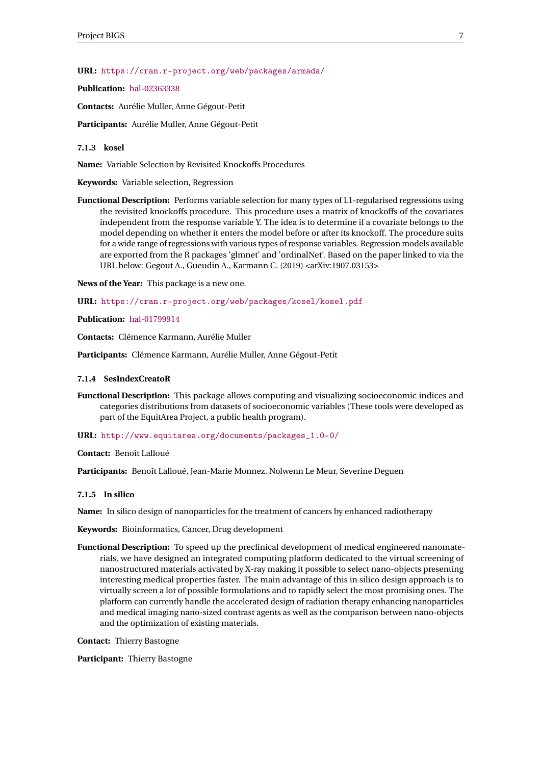**URL:** https://cran.r-project.org/web/packages/armada/

**Publication:** hal-02363338

**Contacts:** Aurélie Muller, Anne Gégout-Petit

**Participants:** Aurélie Muller, Anne Gégout-Petit

#### 7.1.3 kosel

**Name:** Variable Selection by Revisited Knockoffs Procedures

**Keywords:** Variable selection, Regression

**Functional Description:** Performs variable selection for many types of L1-regularised regressions using the revisited knockoffs procedure. This procedure uses a matrix of knockoffs of the covariates independent from the response variable Y. The idea is to determine if a covariate belongs to the model depending on whether it enters the model before or after its knockoff. The procedure suits for a wide range of regressions with various types of response variables. Regression models available are exported from the R packages 'glmnet' and 'ordinalNet'. Based on the paper linked to via the URL below: Gegout A., Gueudin A., Karmann C. (2019) <arXiv:1907.03153>

**News of the Year:** This package is a new one.

**URL:** https://cran.r-project.org/web/packages/kosel/kosel.pdf

**Publication:** hal-01799914

**Contacts:** Clémence Karmann, Aurélie Muller

**Participants:** Clémence Karmann, Aurélie Muller, Anne Gégout-Petit

#### 7.1.4 SesIndexCreatoR

**Functional Description:** This package allows computing and visualizing socioeconomic indices and categories distributions from datasets of socioeconomic variables (These tools were developed as part of the EquitArea Project, a public health program).

**URL:** http://www.equitarea.org/documents/packages_1.0-0/

**Contact:** Benoît Lalloué

**Participants:** Benoît Lalloué, Jean-Marie Monnez, Nolwenn Le Meur, Severine Deguen

#### 7.1.5 In silico

**Name:** In silico design of nanoparticles for the treatment of cancers by enhanced radiotherapy

**Keywords:** Bioinformatics, Cancer, Drug development

**Functional Description:** To speed up the preclinical development of medical engineered nanomaterials, we have designed an integrated computing platform dedicated to the virtual screening of nanostructured materials activated by X-ray making it possible to select nano-objects presenting interesting medical properties faster. The main advantage of this in silico design approach is to virtually screen a lot of possible formulations and to rapidly select the most promising ones. The platform can currently handle the accelerated design of radiation therapy enhancing nanoparticles and medical imaging nano-sized contrast agents as well as the comparison between nano-objects and the optimization of existing materials.

**Contact:** Thierry Bastogne

**Participant:** Thierry Bastogne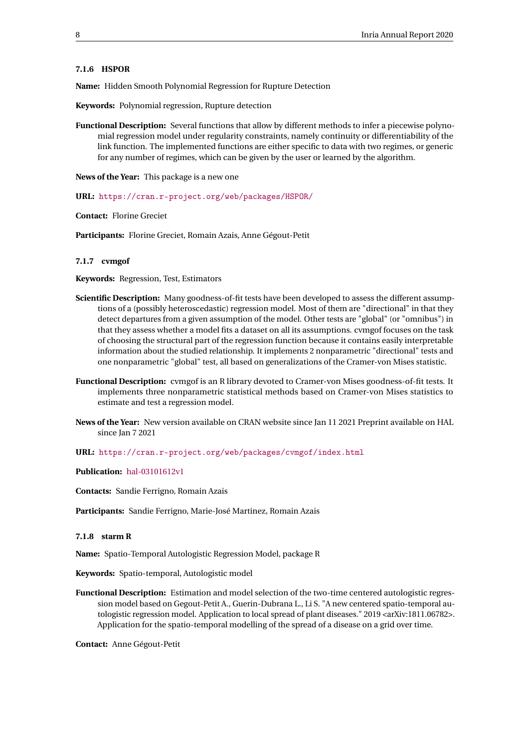#### 7.1.6 HSPOR

**Name:** Hidden Smooth Polynomial Regression for Rupture Detection

**Keywords:** Polynomial regression, Rupture detection

**Functional Description:** Several functions that allow by different methods to infer a piecewise polynomial regression model under regularity constraints, namely continuity or differentiability of the link function. The implemented functions are either specific to data with two regimes, or generic for any number of regimes, which can be given by the user or learned by the algorithm.

**News of the Year:** This package is a new one

**URL:** https://cran.r-project.org/web/packages/HSPOR/

**Contact:** Florine Greciet

**Participants:** Florine Greciet, Romain Azais, Anne Gégout-Petit

#### 7.1.7 cvmgof

**Keywords:** Regression, Test, Estimators

**Scientific Description:** Many goodness-of-fit tests have been developed to assess the different assumptions of a (possibly heteroscedastic) regression model. Most of them are "directional" in that they detect departures from a given assumption of the model. Other tests are "global" (or "omnibus") in that they assess whether a model fits a dataset on all its assumptions. cvmgof focuses on the task of choosing the structural part of the regression function because it contains easily interpretable information about the studied relationship. It implements 2 nonparametric "directional" tests and one nonparametric "global" test, all based on generalizations of the Cramer-von Mises statistic.

**Functional Description:** cvmgof is an R library devoted to Cramer-von Mises goodness-of-fit tests. It implements three nonparametric statistical methods based on Cramer-von Mises statistics to estimate and test a regression model.

**News of the Year:** New version available on CRAN website since Jan 11 2021 Preprint available on HAL since Jan 7 2021

**URL:** https://cran.r-project.org/web/packages/cvmgof/index.html

**Publication:** hal-03101612v1

**Contacts:** Sandie Ferrigno, Romain Azais

**Participants:** Sandie Ferrigno, Marie-José Martinez, Romain Azais

#### 7.1.8 starm R

**Name:** Spatio-Temporal Autologistic Regression Model, package R

**Keywords:** Spatio-temporal, Autologistic model

**Functional Description:** Estimation and model selection of the two-time centered autologistic regression model based on Gegout-Petit A., Guerin-Dubrana L., Li S. "A new centered spatio-temporal autologistic regression model. Application to local spread of plant diseases." 2019 <arXiv:1811.06782>. Application for the spatio-temporal modelling of the spread of a disease on a grid over time.

**Contact:** Anne Gégout-Petit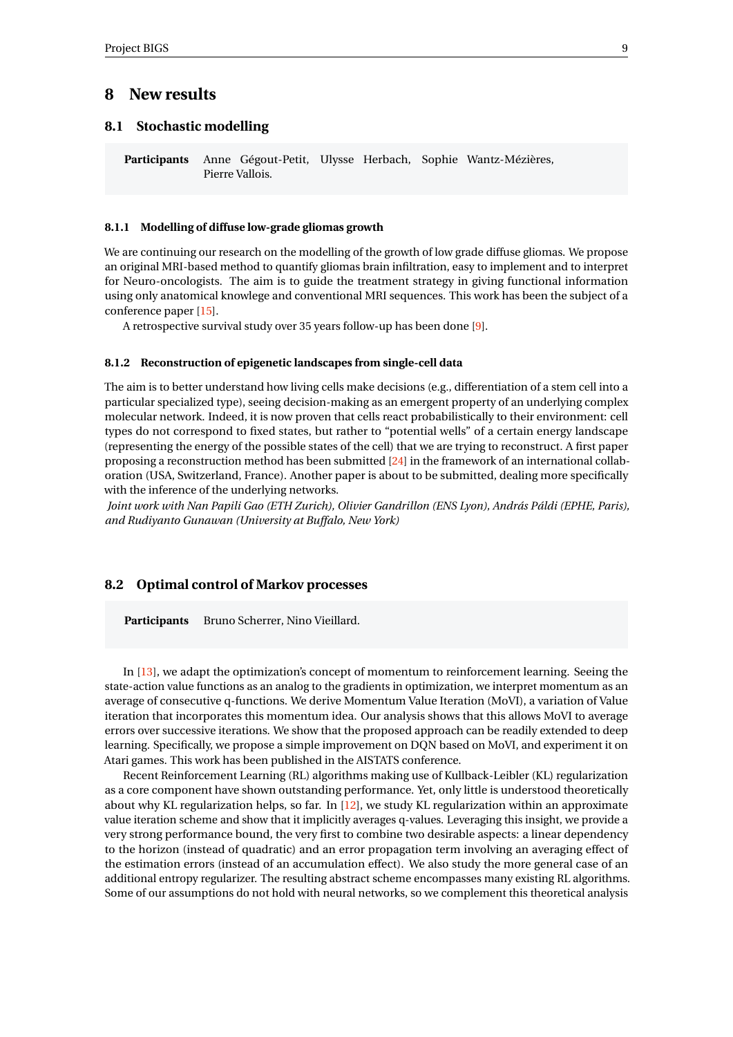# 8 New results

## 8.1 Stochastic modelling

**Participants** Anne Gégout-Petit, Ulysse Herbach, Sophie Wantz-Mézières, Pierre Vallois.

#### 8.1.1 Modelling of diffuse low-grade gliomas growth

We are continuing our research on the modelling of the growth of low grade diffuse gliomas. We propose an original MRI-based method to quantify gliomas brain infiltration, easy to implement and to interpret for Neuro-oncologists. The aim is to guide the treatment strategy in giving functional information using only anatomical knowlege and conventional MRI sequences. This work has been the subject of a conference paper [15].

A retrospective survival study over 35 years follow-up has been done [9].

#### 8.1.2 Reconstruction of epigenetic landscapes from single-cell data

The aim is to better understand how living cells make decisions (e.g., differentiation of a stem cell into a particular specialized type), seeing decision-making as an emergent property of an underlying complex molecular network. Indeed, it is now proven that cells react probabilistically to their environment: cell types do not correspond to fixed states, but rather to "potential wells" of a certain energy landscape (representing the energy of the possible states of the cell) that we are trying to reconstruct. A first paper proposing a reconstruction method has been submitted [24] in the framework of an international collaboration (USA, Switzerland, France). Another paper is about to be submitted, dealing more specifically with the inference of the underlying networks.

*Joint work with Nan Papili Gao (ETH Zurich), Olivier Gandrillon (ENS Lyon), András Páldi (EPHE, Paris), and Rudiyanto Gunawan (University at Buffalo, New York)*

## 8.2 Optimal control of Markov processes

**Participants** Bruno Scherrer, Nino Vieillard.

In [13], we adapt the optimization's concept of momentum to reinforcement learning. Seeing the state-action value functions as an analog to the gradients in optimization, we interpret momentum as an average of consecutive q-functions. We derive Momentum Value Iteration (MoVI), a variation of Value iteration that incorporates this momentum idea. Our analysis shows that this allows MoVI to average errors over successive iterations. We show that the proposed approach can be readily extended to deep learning. Specifically, we propose a simple improvement on DQN based on MoVI, and experiment it on Atari games. This work has been published in the AISTATS conference.

Recent Reinforcement Learning (RL) algorithms making use of Kullback-Leibler (KL) regularization as a core component have shown outstanding performance. Yet, only little is understood theoretically about why KL regularization helps, so far. In [12], we study KL regularization within an approximate value iteration scheme and show that it implicitly averages q-values. Leveraging this insight, we provide a very strong performance bound, the very first to combine two desirable aspects: a linear dependency to the horizon (instead of quadratic) and an error propagation term involving an averaging effect of the estimation errors (instead of an accumulation effect). We also study the more general case of an additional entropy regularizer. The resulting abstract scheme encompasses many existing RL algorithms. Some of our assumptions do not hold with neural networks, so we complement this theoretical analysis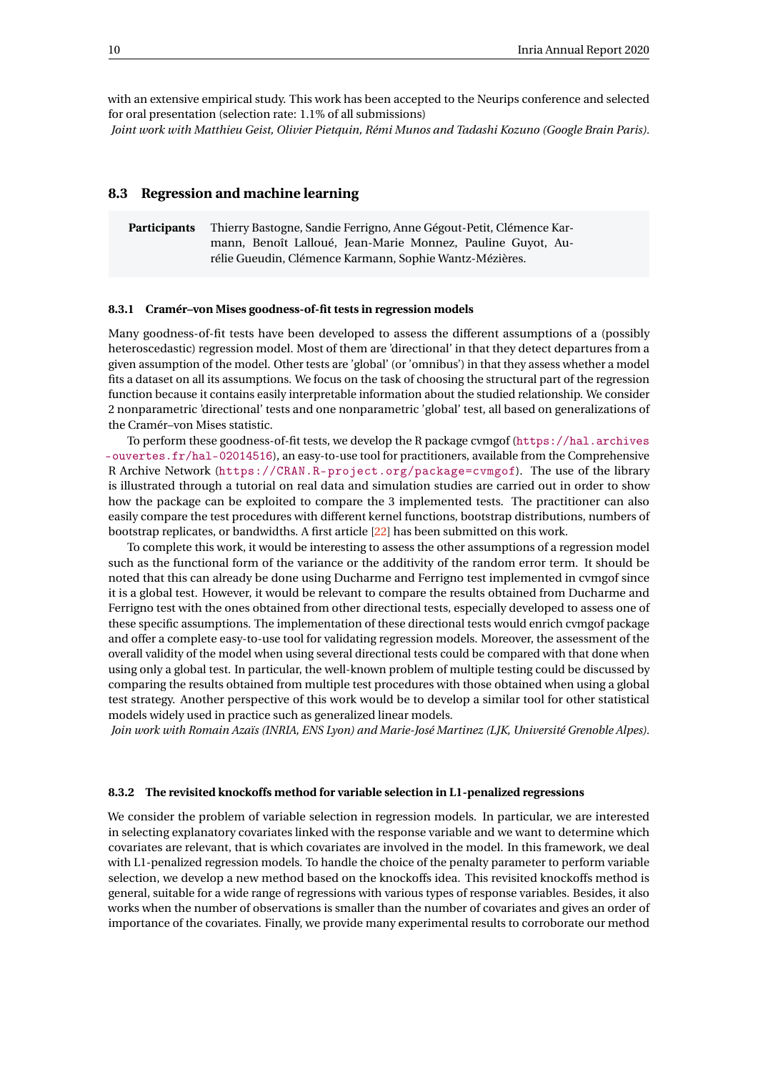with an extensive empirical study. This work has been accepted to the Neurips conference and selected for oral presentation (selection rate: 1.1% of all submissions)

*Joint work with Matthieu Geist, Olivier Pietquin, Rémi Munos and Tadashi Kozuno (Google Brain Paris).*

## 8.3 Regression and machine learning

**Participants** Thierry Bastogne, Sandie Ferrigno, Anne Gégout-Petit, Clémence Karmann, Benoît Lalloué, Jean-Marie Monnez, Pauline Guyot, Aurélie Gueudin, Clémence Karmann, Sophie Wantz-Mézières.

### 8.3.1 Cramér–von Mises goodness-of-fit tests in regression models

Many goodness-of-fit tests have been developed to assess the different assumptions of a (possibly heteroscedastic) regression model. Most of them are 'directional' in that they detect departures from a given assumption of the model. Other tests are 'global' (or 'omnibus') in that they assess whether a model fits a dataset on all its assumptions. We focus on the task of choosing the structural part of the regression function because it contains easily interpretable information about the studied relationship. We consider 2 nonparametric 'directional' tests and one nonparametric 'global' test, all based on generalizations of the Cramér–von Mises statistic.

To perform these goodness-of-fit tests, we develop the R package cvmgof (https://hal.archives-ouvertes.fr/hal-02014516), an easy-to-use tool for practitioners, available from the Comprehensive R Archive Network (https://CRAN.R-project.org/package=cvmgof). The use of the library is illustrated through a tutorial on real data and simulation studies are carried out in order to show how the package can be exploited to compare the 3 implemented tests. The practitioner can also easily compare the test procedures with different kernel functions, bootstrap distributions, numbers of bootstrap replicates, or bandwidths. A first article [22] has been submitted on this work.

To complete this work, it would be interesting to assess the other assumptions of a regression model such as the functional form of the variance or the additivity of the random error term. It should be noted that this can already be done using Ducharme and Ferrigno test implemented in cvmgof since it is a global test. However, it would be relevant to compare the results obtained from Ducharme and Ferrigno test with the ones obtained from other directional tests, especially developed to assess one of these specific assumptions. The implementation of these directional tests would enrich cvmgof package and offer a complete easy-to-use tool for validating regression models. Moreover, the assessment of the overall validity of the model when using several directional tests could be compared with that done when using only a global test. In particular, the well-known problem of multiple testing could be discussed by comparing the results obtained from multiple test procedures with those obtained when using a global test strategy. Another perspective of this work would be to develop a similar tool for other statistical models widely used in practice such as generalized linear models.

*Join work with Romain Azaïs (INRIA, ENS Lyon) and Marie-José Martinez (LJK, Université Grenoble Alpes).*

### 8.3.2 The revisited knockoffs method for variable selection in L1-penalized regressions

We consider the problem of variable selection in regression models. In particular, we are interested in selecting explanatory covariates linked with the response variable and we want to determine which covariates are relevant, that is which covariates are involved in the model. In this framework, we deal with L1-penalized regression models. To handle the choice of the penalty parameter to perform variable selection, we develop a new method based on the knockoffs idea. This revisited knockoffs method is general, suitable for a wide range of regressions with various types of response variables. Besides, it also works when the number of observations is smaller than the number of covariates and gives an order of importance of the covariates. Finally, we provide many experimental results to corroborate our method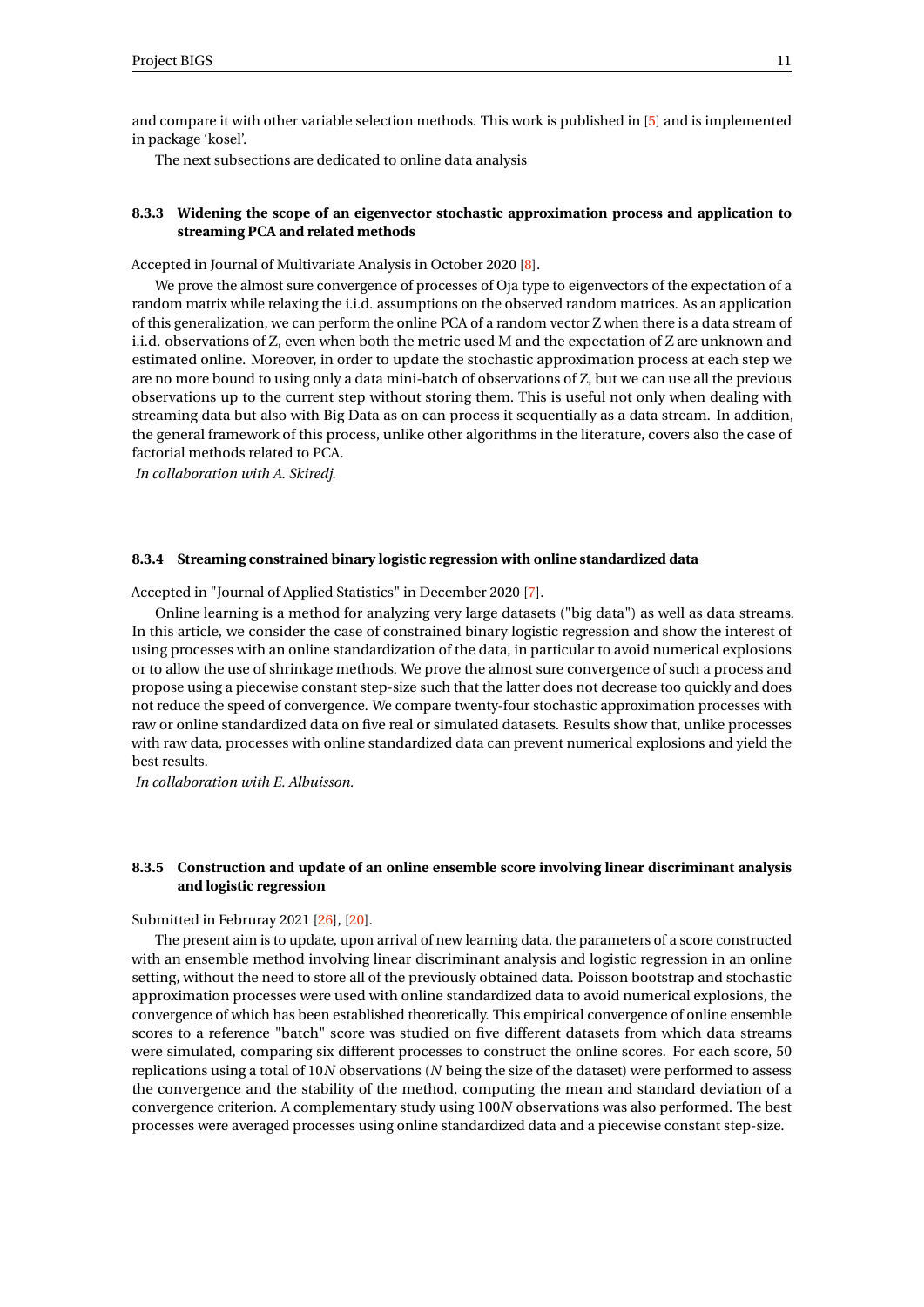and compare it with other variable selection methods. This work is published in [5] and is implemented in package 'kosel'.

The next subsections are dedicated to online data analysis

#### 8.3.3 Widening the scope of an eigenvector stochastic approximation process and application to streaming PCA and related methods

Accepted in Journal of Multivariate Analysis in October 2020 [8].

We prove the almost sure convergence of processes of Oja type to eigenvectors of the expectation of a random matrix while relaxing the i.i.d. assumptions on the observed random matrices. As an application of this generalization, we can perform the online PCA of a random vector Z when there is a data stream of i.i.d. observations of Z, even when both the metric used M and the expectation of Z are unknown and estimated online. Moreover, in order to update the stochastic approximation process at each step we are no more bound to using only a data mini-batch of observations of Z, but we can use all the previous observations up to the current step without storing them. This is useful not only when dealing with streaming data but also with Big Data as on can process it sequentially as a data stream. In addition, the general framework of this process, unlike other algorithms in the literature, covers also the case of factorial methods related to PCA.

*In collaboration with A. Skiredj.*

#### 8.3.4 Streaming constrained binary logistic regression with online standardized data

Accepted in "Journal of Applied Statistics" in December 2020 [7].

Online learning is a method for analyzing very large datasets ("big data") as well as data streams. In this article, we consider the case of constrained binary logistic regression and show the interest of using processes with an online standardization of the data, in particular to avoid numerical explosions or to allow the use of shrinkage methods. We prove the almost sure convergence of such a process and propose using a piecewise constant step-size such that the latter does not decrease too quickly and does not reduce the speed of convergence. We compare twenty-four stochastic approximation processes with raw or online standardized data on five real or simulated datasets. Results show that, unlike processes with raw data, processes with online standardized data can prevent numerical explosions and yield the best results.

*In collaboration with E. Albuisson.*

#### 8.3.5 Construction and update of an online ensemble score involving linear discriminant analysis and logistic regression

Submitted in Februray 2021 [26], [20].

The present aim is to update, upon arrival of new learning data, the parameters of a score constructed with an ensemble method involving linear discriminant analysis and logistic regression in an online setting, without the need to store all of the previously obtained data. Poisson bootstrap and stochastic approximation processes were used with online standardized data to avoid numerical explosions, the convergence of which has been established theoretically. This empirical convergence of online ensemble scores to a reference "batch" score was studied on five different datasets from which data streams were simulated, comparing six different processes to construct the online scores. For each score, 50 replications using a total of $10N$ observations ($N$ being the size of the dataset) were performed to assess the convergence and the stability of the method, computing the mean and standard deviation of a convergence criterion. A complementary study using $100N$ observations was also performed. The best processes were averaged processes using online standardized data and a piecewise constant step-size.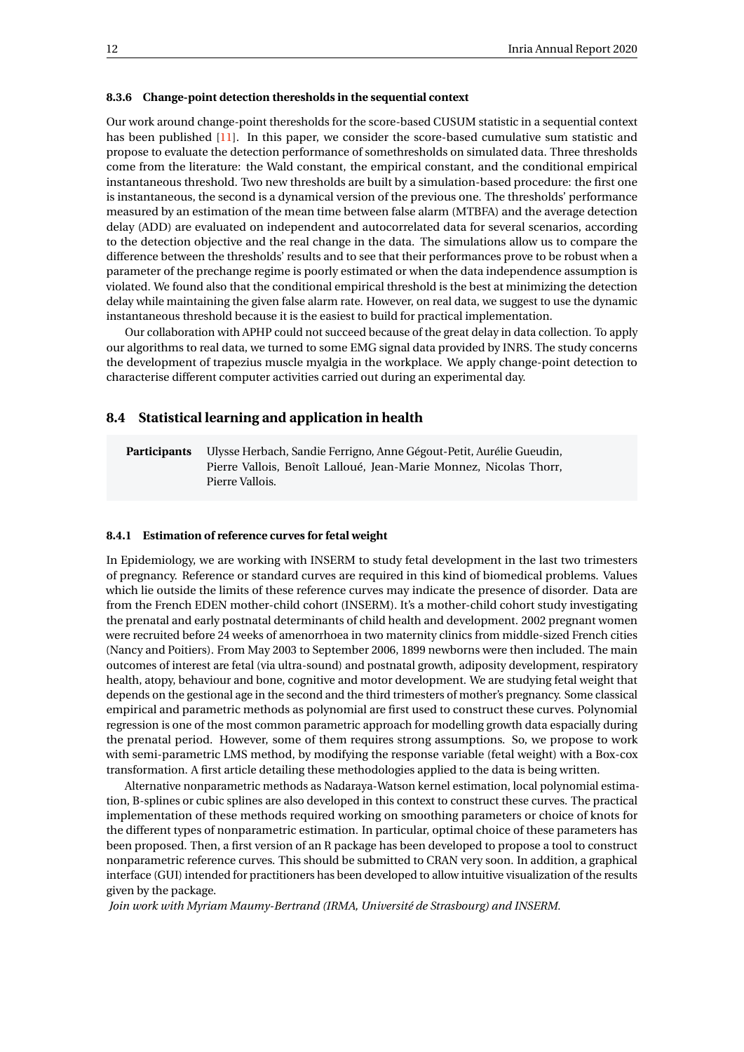### 8.3.6 Change-point detection theresholds in the sequential context

Our work around change-point theresholds for the score-based CUSUM statistic in a sequential context has been published [11]. In this paper, we consider the score-based cumulative sum statistic and propose to evaluate the detection performance of somethresholds on simulated data. Three thresholds come from the literature: the Wald constant, the empirical constant, and the conditional empirical instantaneous threshold. Two new thresholds are built by a simulation-based procedure: the first one is instantaneous, the second is a dynamical version of the previous one. The thresholds' performance measured by an estimation of the mean time between false alarm (MTBFA) and the average detection delay (ADD) are evaluated on independent and autocorrelated data for several scenarios, according to the detection objective and the real change in the data. The simulations allow us to compare the difference between the thresholds' results and to see that their performances prove to be robust when a parameter of the prechange regime is poorly estimated or when the data independence assumption is violated. We found also that the conditional empirical threshold is the best at minimizing the detection delay while maintaining the given false alarm rate. However, on real data, we suggest to use the dynamic instantaneous threshold because it is the easiest to build for practical implementation.

Our collaboration with APHP could not succeed because of the great delay in data collection. To apply our algorithms to real data, we turned to some EMG signal data provided by INRS. The study concerns the development of trapezius muscle myalgia in the workplace. We apply change-point detection to characterise different computer activities carried out during an experimental day.

## 8.4 Statistical learning and application in health

**Participants** Ulysse Herbach, Sandie Ferrigno, Anne Gégout-Petit, Aurélie Gueudin, Pierre Vallois, Benoît Lalloué, Jean-Marie Monnez, Nicolas Thorr, Pierre Vallois.

### 8.4.1 Estimation of reference curves for fetal weight

In Epidemiology, we are working with INSERM to study fetal development in the last two trimesters of pregnancy. Reference or standard curves are required in this kind of biomedical problems. Values which lie outside the limits of these reference curves may indicate the presence of disorder. Data are from the French EDEN mother-child cohort (INSERM). It's a mother-child cohort study investigating the prenatal and early postnatal determinants of child health and development. 2002 pregnant women were recruited before 24 weeks of amenorrhoea in two maternity clinics from middle-sized French cities (Nancy and Poitiers). From May 2003 to September 2006, 1899 newborns were then included. The main outcomes of interest are fetal (via ultra-sound) and postnatal growth, adiposity development, respiratory health, atopy, behaviour and bone, cognitive and motor development. We are studying fetal weight that depends on the gestional age in the second and the third trimesters of mother's pregnancy. Some classical empirical and parametric methods as polynomial are first used to construct these curves. Polynomial regression is one of the most common parametric approach for modelling growth data espacially during the prenatal period. However, some of them requires strong assumptions. So, we propose to work with semi-parametric LMS method, by modifying the response variable (fetal weight) with a Box-cox transformation. A first article detailing these methodologies applied to the data is being written.

Alternative nonparametric methods as Nadaraya-Watson kernel estimation, local polynomial estimation, B-splines or cubic splines are also developed in this context to construct these curves. The practical implementation of these methods required working on smoothing parameters or choice of knots for the different types of nonparametric estimation. In particular, optimal choice of these parameters has been proposed. Then, a first version of an R package has been developed to propose a tool to construct nonparametric reference curves. This should be submitted to CRAN very soon. In addition, a graphical interface (GUI) intended for practitioners has been developed to allow intuitive visualization of the results given by the package.

*Join work with Myriam Maumy-Bertrand (IRMA, Université de Strasbourg) and INSERM.*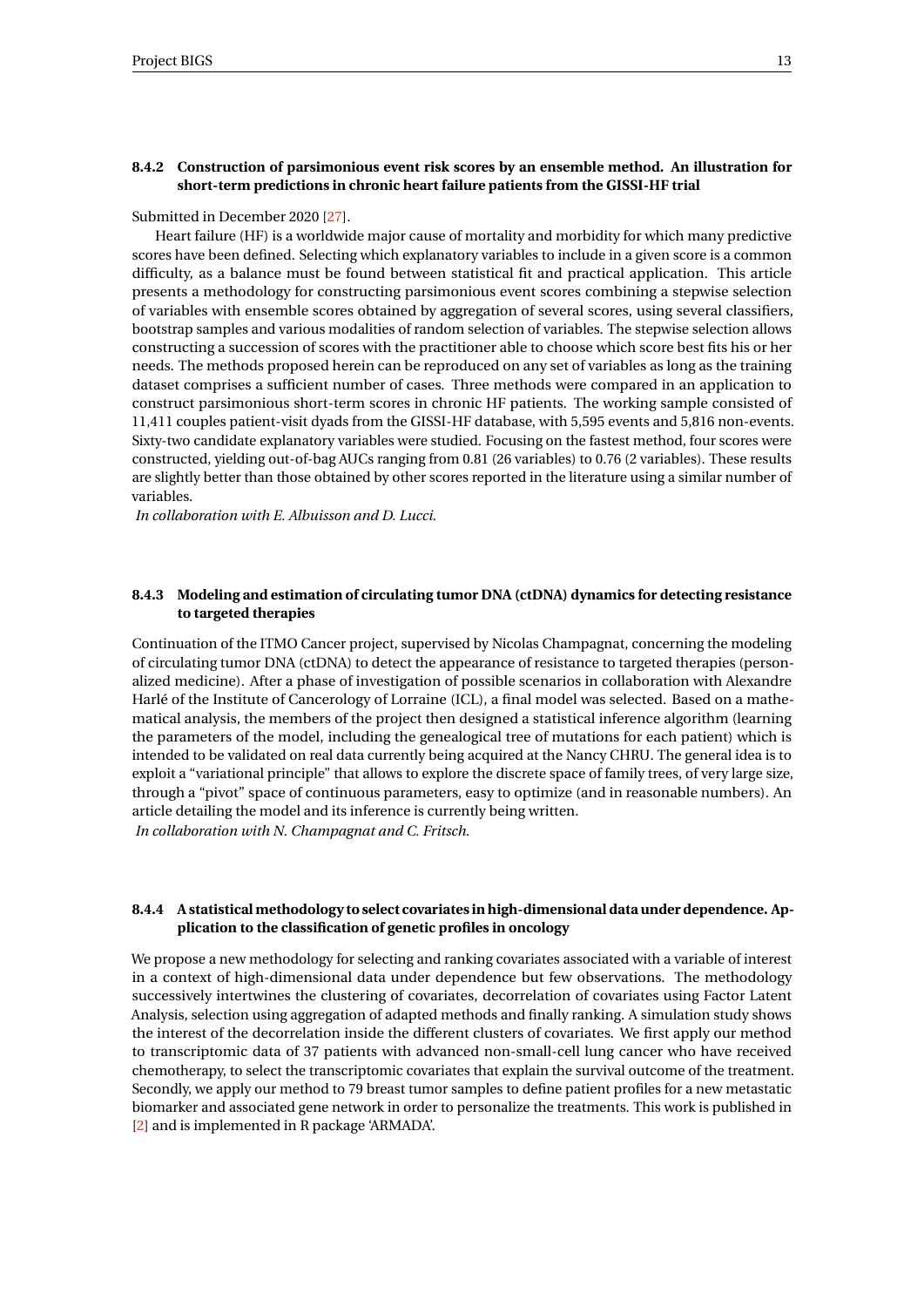#### 8.4.2 Construction of parsimonious event risk scores by an ensemble method. An illustration for short-term predictions in chronic heart failure patients from the GISSI-HF trial

Submitted in December 2020 [27].

Heart failure (HF) is a worldwide major cause of mortality and morbidity for which many predictive scores have been defined. Selecting which explanatory variables to include in a given score is a common difficulty, as a balance must be found between statistical fit and practical application. This article presents a methodology for constructing parsimonious event scores combining a stepwise selection of variables with ensemble scores obtained by aggregation of several scores, using several classifiers, bootstrap samples and various modalities of random selection of variables. The stepwise selection allows constructing a succession of scores with the practitioner able to choose which score best fits his or her needs. The methods proposed herein can be reproduced on any set of variables as long as the training dataset comprises a sufficient number of cases. Three methods were compared in an application to construct parsimonious short-term scores in chronic HF patients. The working sample consisted of 11,411 couples patient-visit dyads from the GISSI-HF database, with 5,595 events and 5,816 non-events. Sixty-two candidate explanatory variables were studied. Focusing on the fastest method, four scores were constructed, yielding out-of-bag AUCs ranging from 0.81 (26 variables) to 0.76 (2 variables). These results are slightly better than those obtained by other scores reported in the literature using a similar number of variables.

*In collaboration with E. Albuisson and D. Lucci.*

#### 8.4.3 Modeling and estimation of circulating tumor DNA (ctDNA) dynamics for detecting resistance to targeted therapies

Continuation of the ITMO Cancer project, supervised by Nicolas Champagnat, concerning the modeling of circulating tumor DNA (ctDNA) to detect the appearance of resistance to targeted therapies (personalized medicine). After a phase of investigation of possible scenarios in collaboration with Alexandre Harlé of the Institute of Cancerology of Lorraine (ICL), a final model was selected. Based on a mathematical analysis, the members of the project then designed a statistical inference algorithm (learning the parameters of the model, including the genealogical tree of mutations for each patient) which is intended to be validated on real data currently being acquired at the Nancy CHRU. The general idea is to exploit a "variational principle" that allows to explore the discrete space of family trees, of very large size, through a "pivot" space of continuous parameters, easy to optimize (and in reasonable numbers). An article detailing the model and its inference is currently being written.

*In collaboration with N. Champagnat and C. Fritsch.*

#### 8.4.4 A statistical methodology to select covariates in high-dimensional data under dependence. Application to the classification of genetic profiles in oncology

We propose a new methodology for selecting and ranking covariates associated with a variable of interest in a context of high-dimensional data under dependence but few observations. The methodology successively intertwines the clustering of covariates, decorrelation of covariates using Factor Latent Analysis, selection using aggregation of adapted methods and finally ranking. A simulation study shows the interest of the decorrelation inside the different clusters of covariates. We first apply our method to transcriptomic data of 37 patients with advanced non-small-cell lung cancer who have received chemotherapy, to select the transcriptomic covariates that explain the survival outcome of the treatment. Secondly, we apply our method to 79 breast tumor samples to define patient profiles for a new metastatic biomarker and associated gene network in order to personalize the treatments. This work is published in [2] and is implemented in R package 'ARMADA'.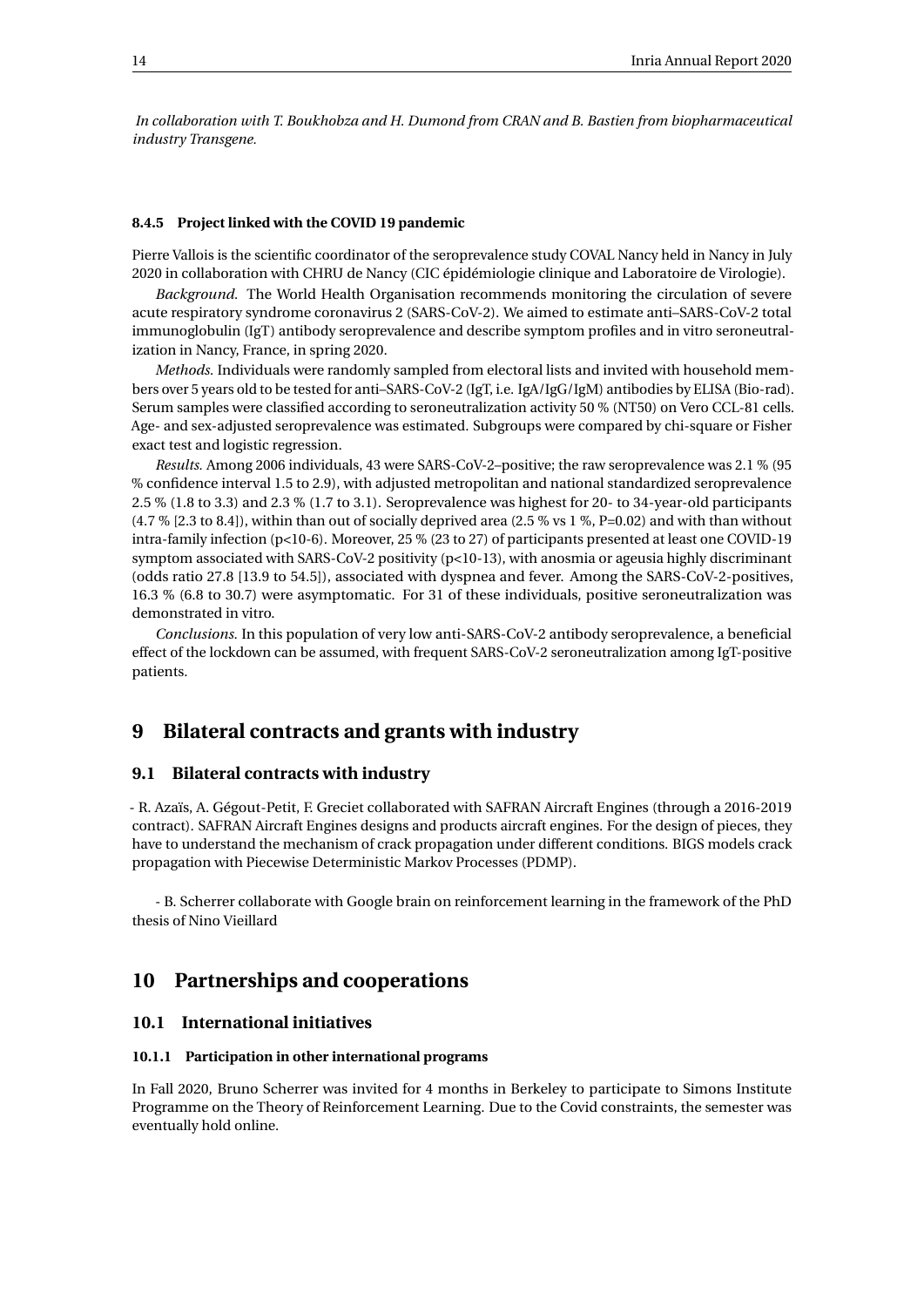*In collaboration with T. Boukhobza and H. Dumond from CRAN and B. Bastien from biopharmaceutical industry Transgene.*

#### 8.4.5 Project linked with the COVID 19 pandemic

Pierre Vallois is the scientific coordinator of the seroprevalence study COVAL Nancy held in Nancy in July 2020 in collaboration with CHRU de Nancy (CIC épidémiologie clinique and Laboratoire de Virologie).

*Background.* The World Health Organisation recommends monitoring the circulation of severe acute respiratory syndrome coronavirus 2 (SARS-CoV-2). We aimed to estimate anti–SARS-CoV-2 total immunoglobulin (IgT) antibody seroprevalence and describe symptom profiles and in vitro seroneutralization in Nancy, France, in spring 2020.

*Methods.* Individuals were randomly sampled from electoral lists and invited with household members over 5 years old to be tested for anti–SARS-CoV-2 (IgT, i.e. IgA/IgG/IgM) antibodies by ELISA (Bio-rad). Serum samples were classified according to seroneutralization activity 50 % (NT50) on Vero CCL-81 cells. Age- and sex-adjusted seroprevalence was estimated. Subgroups were compared by chi-square or Fisher exact test and logistic regression.

*Results.* Among 2006 individuals, 43 were SARS-CoV-2–positive; the raw seroprevalence was 2.1 % (95 % confidence interval 1.5 to 2.9), with adjusted metropolitan and national standardized seroprevalence 2.5 % (1.8 to 3.3) and 2.3 % (1.7 to 3.1). Seroprevalence was highest for 20- to 34-year-old participants (4.7 % [2.3 to 8.4]), within than out of socially deprived area (2.5 % vs 1 %, P=0.02) and with than without intra-family infection (p<10-6). Moreover, 25 % (23 to 27) of participants presented at least one COVID-19 symptom associated with SARS-CoV-2 positivity (p<10-13), with anosmia or ageusia highly discriminant (odds ratio 27.8 [13.9 to 54.5]), associated with dyspnea and fever. Among the SARS-CoV-2-positives, 16.3 % (6.8 to 30.7) were asymptomatic. For 31 of these individuals, positive seroneutralization was demonstrated in vitro.

*Conclusions.* In this population of very low anti-SARS-CoV-2 antibody seroprevalence, a beneficial effect of the lockdown can be assumed, with frequent SARS-CoV-2 seroneutralization among IgT-positive patients.

# 9 Bilateral contracts and grants with industry

## 9.1 Bilateral contracts with industry

- R. Azaïs, A. Gégout-Petit, F. Greciet collaborated with SAFRAN Aircraft Engines (through a 2016-2019 contract). SAFRAN Aircraft Engines designs and products aircraft engines. For the design of pieces, they have to understand the mechanism of crack propagation under different conditions. BIGS models crack propagation with Piecewise Deterministic Markov Processes (PDMP).

- B. Scherrer collaborate with Google brain on reinforcement learning in the framework of the PhD thesis of Nino Vieillard

# 10 Partnerships and cooperations

## 10.1 International initiatives

#### 10.1.1 Participation in other international programs

In Fall 2020, Bruno Scherrer was invited for 4 months in Berkeley to participate to Simons Institute Programme on the Theory of Reinforcement Learning. Due to the Covid constraints, the semester was eventually hold online.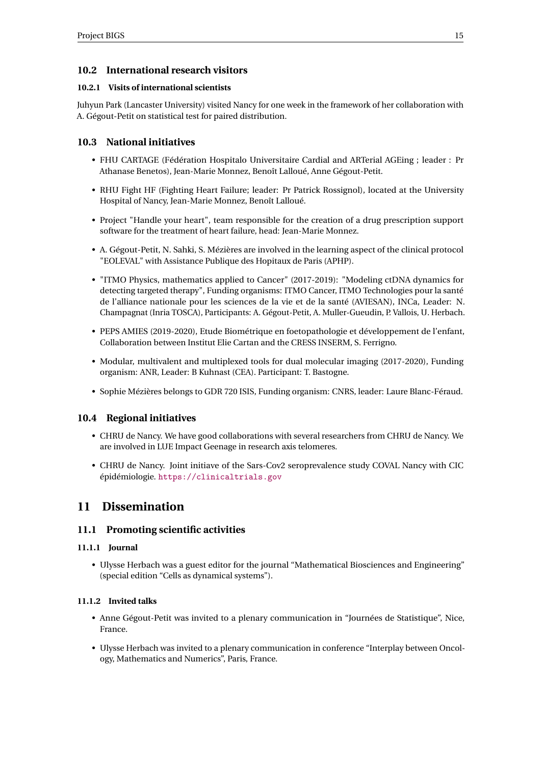## 10.2 International research visitors

### 10.2.1 Visits of international scientists

Juhyun Park (Lancaster University) visited Nancy for one week in the framework of her collaboration with A. Gégout-Petit on statistical test for paired distribution.

## 10.3 National initiatives

- FHU CARTAGE (Fédération Hospitalo Universitaire Cardial and ARTerial AGEing ; leader : Pr Athanase Benetos), Jean-Marie Monnez, Benoît Lalloué, Anne Gégout-Petit.
- RHU Fight HF (Fighting Heart Failure; leader: Pr Patrick Rossignol), located at the University Hospital of Nancy, Jean-Marie Monnez, Benoît Lalloué.
- Project "Handle your heart", team responsible for the creation of a drug prescription support software for the treatment of heart failure, head: Jean-Marie Monnez.
- A. Gégout-Petit, N. Sahki, S. Mézières are involved in the learning aspect of the clinical protocol "EOLEVAL" with Assistance Publique des Hopitaux de Paris (APHP).
- "ITMO Physics, mathematics applied to Cancer" (2017-2019): "Modeling ctDNA dynamics for detecting targeted therapy", Funding organisms: ITMO Cancer, ITMO Technologies pour la santé de l'alliance nationale pour les sciences de la vie et de la santé (AVIESAN), INCa, Leader: N. Champagnat (Inria TOSCA), Participants: A. Gégout-Petit, A. Muller-Gueudin, P. Vallois, U. Herbach.
- PEPS AMIES (2019-2020), Etude Biométrique en foetopathologie et développement de l'enfant, Collaboration between Institut Elie Cartan and the CRESS INSERM, S. Ferrigno.
- Modular, multivalent and multiplexed tools for dual molecular imaging (2017-2020), Funding organism: ANR, Leader: B Kuhnast (CEA). Participant: T. Bastogne.
- Sophie Mézières belongs to GDR 720 ISIS, Funding organism: CNRS, leader: Laure Blanc-Féraud.

## 10.4 Regional initiatives

- CHRU de Nancy. We have good collaborations with several researchers from CHRU de Nancy. We are involved in LUE Impact Geenage in research axis telomeres.
- CHRU de Nancy. Joint initiave of the Sars-Cov2 seroprevalence study COVAL Nancy with CIC épidémiologie. https://clinicaltrials.gov

# 11 Dissemination

## 11.1 Promoting scientific activities

### 11.1.1 Journal

- Ulysse Herbach was a guest editor for the journal "Mathematical Biosciences and Engineering" (special edition "Cells as dynamical systems").

### 11.1.2 Invited talks

- Anne Gégout-Petit was invited to a plenary communication in "Journées de Statistique", Nice, France.
- Ulysse Herbach was invited to a plenary communication in conference "Interplay between Oncology, Mathematics and Numerics", Paris, France.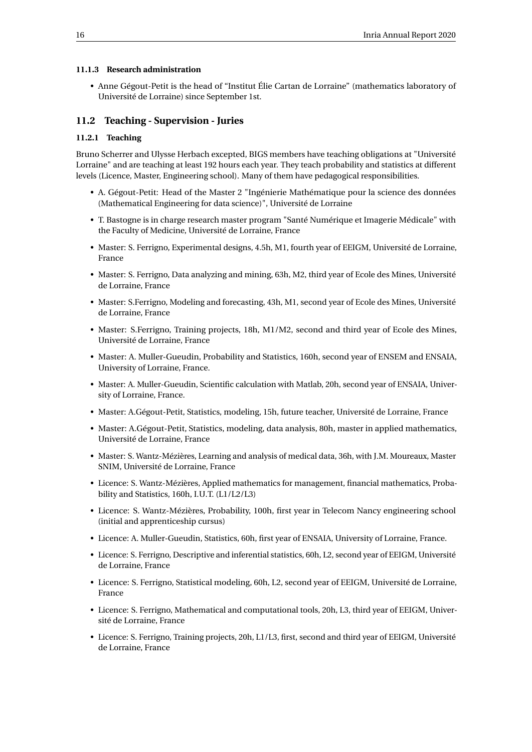#### 11.1.3 Research administration

- Anne Gégout-Petit is the head of “Institut Élie Cartan de Lorraine” (mathematics laboratory of Université de Lorraine) since September 1st.

### 11.2 Teaching - Supervision - Juries

#### 11.2.1 Teaching

Bruno Scherrer and Ulysse Herbach excepted, BIGS members have teaching obligations at "Université Lorraine" and are teaching at least 192 hours each year. They teach probability and statistics at different levels (Licence, Master, Engineering school). Many of them have pedagogical responsibilities.

- A. Gégout-Petit: Head of the Master 2 "Ingénierie Mathématique pour la science des données (Mathematical Engineering for data science)", Université de Lorraine
- T. Bastogne is in charge research master program "Santé Numérique et Imagerie Médicale" with the Faculty of Medicine, Université de Lorraine, France
- Master: S. Ferrigno, Experimental designs, 4.5h, M1, fourth year of EEIGM, Université de Lorraine, France
- Master: S. Ferrigno, Data analyzing and mining, 63h, M2, third year of Ecole des Mines, Université de Lorraine, France
- Master: S.Ferrigno, Modeling and forecasting, 43h, M1, second year of Ecole des Mines, Université de Lorraine, France
- Master: S.Ferrigno, Training projects, 18h, M1/M2, second and third year of Ecole des Mines, Université de Lorraine, France
- Master: A. Muller-Gueudin, Probability and Statistics, 160h, second year of ENSEM and ENSAIA, University of Lorraine, France.
- Master: A. Muller-Gueudin, Scientific calculation with Matlab, 20h, second year of ENSAIA, University of Lorraine, France.
- Master: A.Gégout-Petit, Statistics, modeling, 15h, future teacher, Université de Lorraine, France
- Master: A.Gégout-Petit, Statistics, modeling, data analysis, 80h, master in applied mathematics, Université de Lorraine, France
- Master: S. Wantz-Mézières, Learning and analysis of medical data, 36h, with J.M. Moureaux, Master SNIM, Université de Lorraine, France
- Licence: S. Wantz-Mézières, Applied mathematics for management, financial mathematics, Probability and Statistics, 160h, I.U.T. (L1/L2/L3)
- Licence: S. Wantz-Mézières, Probability, 100h, first year in Telecom Nancy engineering school (initial and apprenticeship cursus)
- Licence: A. Muller-Gueudin, Statistics, 60h, first year of ENSAIA, University of Lorraine, France.
- Licence: S. Ferrigno, Descriptive and inferential statistics, 60h, L2, second year of EEIGM, Université de Lorraine, France
- Licence: S. Ferrigno, Statistical modeling, 60h, L2, second year of EEIGM, Université de Lorraine, France
- Licence: S. Ferrigno, Mathematical and computational tools, 20h, L3, third year of EEIGM, Université de Lorraine, France
- Licence: S. Ferrigno, Training projects, 20h, L1/L3, first, second and third year of EEIGM, Université de Lorraine, France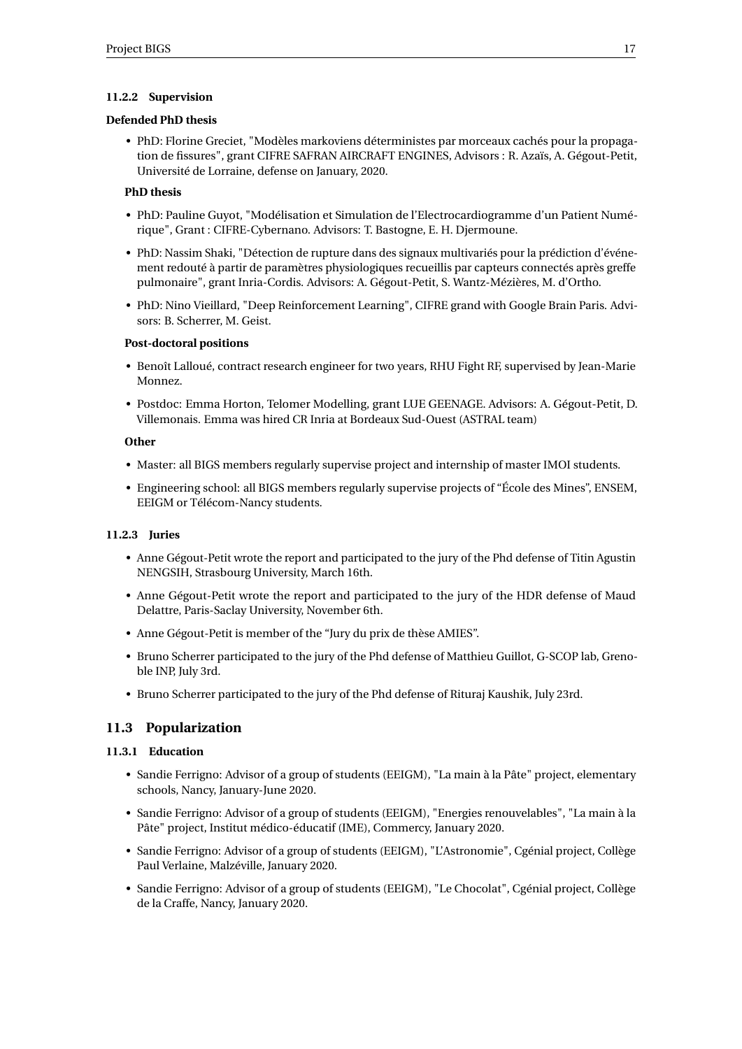#### 11.2.2 Supervision

**Defended PhD thesis**

- PhD: Florine Greciet, "Modèles markoviens déterministes par morceaux cachés pour la propagation de fissures", grant CIFRE SAFRAN AIRCRAFT ENGINES, Advisors : R. Azaïs, A. Gégout-Petit, Université de Lorraine, defense on January, 2020.

**PhD thesis**

- PhD: Pauline Guyot, "Modélisation et Simulation de l'Electrocardiogramme d'un Patient Numérique", Grant : CIFRE-Cybernano. Advisors: T. Bastogne, E. H. Djermoune.
- PhD: Nassim Shaki, "Détection de rupture dans des signaux multivariés pour la prédiction d'événement redouté à partir de paramètres physiologiques recueillis par capteurs connectés après greffe pulmonaire", grant Inria-Cordis. Advisors: A. Gégout-Petit, S. Wantz-Mézières, M. d'Ortho.
- PhD: Nino Vieillard, "Deep Reinforcement Learning", CIFRE grand with Google Brain Paris. Advisors: B. Scherrer, M. Geist.

**Post-doctoral positions**

- Benoît Lalloué, contract research engineer for two years, RHU Fight RF, supervised by Jean-Marie Monnez.
- Postdoc: Emma Horton, Telomer Modelling, grant LUE GEENAGE. Advisors: A. Gégout-Petit, D. Villemonais. Emma was hired CR Inria at Bordeaux Sud-Ouest (ASTRAL team)

**Other**

- Master: all BIGS members regularly supervise project and internship of master IMOI students.
- Engineering school: all BIGS members regularly supervise projects of "École des Mines", ENSEM, EEIGM or Télécom-Nancy students.

#### 11.2.3 Juries

- Anne Gégout-Petit wrote the report and participated to the jury of the Phd defense of Titin Agustin NENGSIH, Strasbourg University, March 16th.
- Anne Gégout-Petit wrote the report and participated to the jury of the HDR defense of Maud Delattre, Paris-Saclay University, November 6th.
- Anne Gégout-Petit is member of the "Jury du prix de thèse AMIES".
- Bruno Scherrer participated to the jury of the Phd defense of Matthieu Guillot, G-SCOP lab, Grenoble INP, July 3rd.
- Bruno Scherrer participated to the jury of the Phd defense of Rituraj Kaushik, July 23rd.

### 11.3 Popularization

#### 11.3.1 Education

- Sandie Ferrigno: Advisor of a group of students (EEIGM), "La main à la Pâte" project, elementary schools, Nancy, January-June 2020.
- Sandie Ferrigno: Advisor of a group of students (EEIGM), "Energies renouvelables", "La main à la Pâte" project, Institut médico-éducatif (IME), Commercy, January 2020.
- Sandie Ferrigno: Advisor of a group of students (EEIGM), "L'Astronomie", Cgénial project, Collège Paul Verlaine, Malzéville, January 2020.
- Sandie Ferrigno: Advisor of a group of students (EEIGM), "Le Chocolat", Cgénial project, Collège de la Craffe, Nancy, January 2020.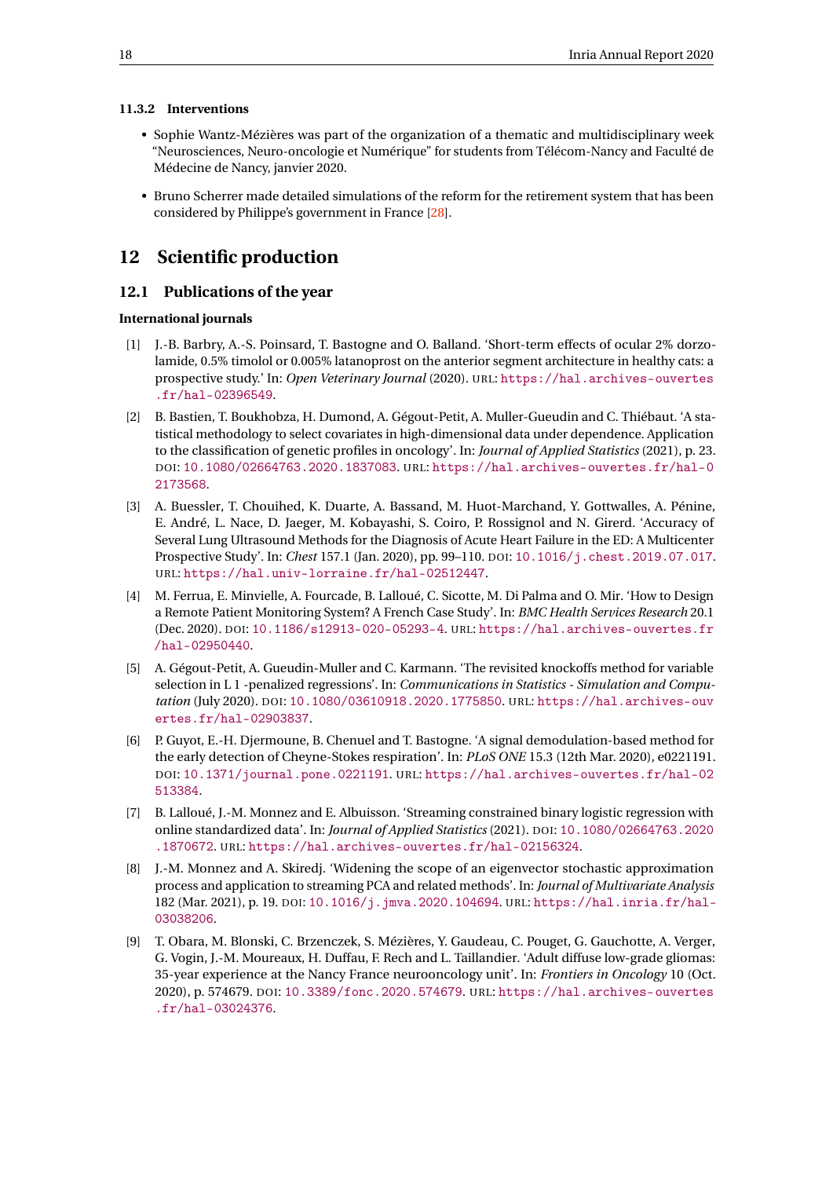#### 11.3.2 Interventions

- Sophie Wantz-Mézières was part of the organization of a thematic and multidisciplinary week "Neurosciences, Neuro-oncologie et Numérique" for students from Télécom-Nancy and Faculté de Médecine de Nancy, janvier 2020.
- Bruno Scherrer made detailed simulations of the reform for the retirement system that has been considered by Philippe's government in France [28].

## 12 Scientific production

### 12.1 Publications of the year

**International journals**

[1] J.-B. Barbry, A.-S. Poinsard, T. Bastogne and O. Balland. 'Short-term effects of ocular 2% dorzolamide, 0.5% timolol or 0.005% latanoprost on the anterior segment architecture in healthy cats: a prospective study.' In: *Open Veterinary Journal* (2020). URL: https://hal.archives-ouvertes.fr/hal-02396549.

[2] B. Bastien, T. Boukhobza, H. Dumond, A. Gégout-Petit, A. Muller-Gueudin and C. Thiébaut. 'A statistical methodology to select covariates in high-dimensional data under dependence. Application to the classification of genetic profiles in oncology'. In: *Journal of Applied Statistics* (2021), p. 23. DOI: 10.1080/02664763.2020.1837083. URL: https://hal.archives-ouvertes.fr/hal-02173568.

[3] A. Buessler, T. Chouihed, K. Duarte, A. Bassand, M. Huot-Marchand, Y. Gottwalles, A. Pénine, E. André, L. Nace, D. Jaeger, M. Kobayashi, S. Coiro, P. Rossignol and N. Girerd. 'Accuracy of Several Lung Ultrasound Methods for the Diagnosis of Acute Heart Failure in the ED: A Multicenter Prospective Study'. In: *Chest* 157.1 (Jan. 2020), pp. 99–110. DOI: 10.1016/j.chest.2019.07.017. URL: https://hal.univ-lorraine.fr/hal-02512447.

[4] M. Ferrua, E. Minvielle, A. Fourcade, B. Lalloué, C. Sicotte, M. Di Palma and O. Mir. 'How to Design a Remote Patient Monitoring System? A French Case Study'. In: *BMC Health Services Research* 20.1 (Dec. 2020). DOI: 10.1186/s12913-020-05293-4. URL: https://hal.archives-ouvertes.fr/hal-02950440.

[5] A. Gégout-Petit, A. Gueudin-Muller and C. Karmann. 'The revisited knockoffs method for variable selection in L 1 -penalized regressions'. In: *Communications in Statistics - Simulation and Computation* (July 2020). DOI: 10.1080/03610918.2020.1775850. URL: https://hal.archives-ouvertes.fr/hal-02903837.

[6] P. Guyot, E.-H. Djermoune, B. Chenuel and T. Bastogne. 'A signal demodulation-based method for the early detection of Cheyne-Stokes respiration'. In: *PLoS ONE* 15.3 (12th Mar. 2020), e0221191. DOI: 10.1371/journal.pone.0221191. URL: https://hal.archives-ouvertes.fr/hal-02513384.

[7] B. Lalloué, J.-M. Monnez and E. Albuisson. 'Streaming constrained binary logistic regression with online standardized data'. In: *Journal of Applied Statistics* (2021). DOI: 10.1080/02664763.2020.1870672. URL: https://hal.archives-ouvertes.fr/hal-02156324.

[8] J.-M. Monnez and A. Skiredj. 'Widening the scope of an eigenvector stochastic approximation process and application to streaming PCA and related methods'. In: *Journal of Multivariate Analysis* 182 (Mar. 2021), p. 19. DOI: 10.1016/j.jmva.2020.104694. URL: https://hal.inria.fr/hal-03038206.

[9] T. Obara, M. Blonski, C. Brzenczek, S. Mézières, Y. Gaudeau, C. Pouget, G. Gauchotte, A. Verger, G. Vogin, J.-M. Moureaux, H. Duffau, F. Rech and L. Taillandier. 'Adult diffuse low-grade gliomas: 35-year experience at the Nancy France neurooncology unit'. In: *Frontiers in Oncology* 10 (Oct. 2020), p. 574679. DOI: 10.3389/fonc.2020.574679. URL: https://hal.archives-ouvertes.fr/hal-03024376.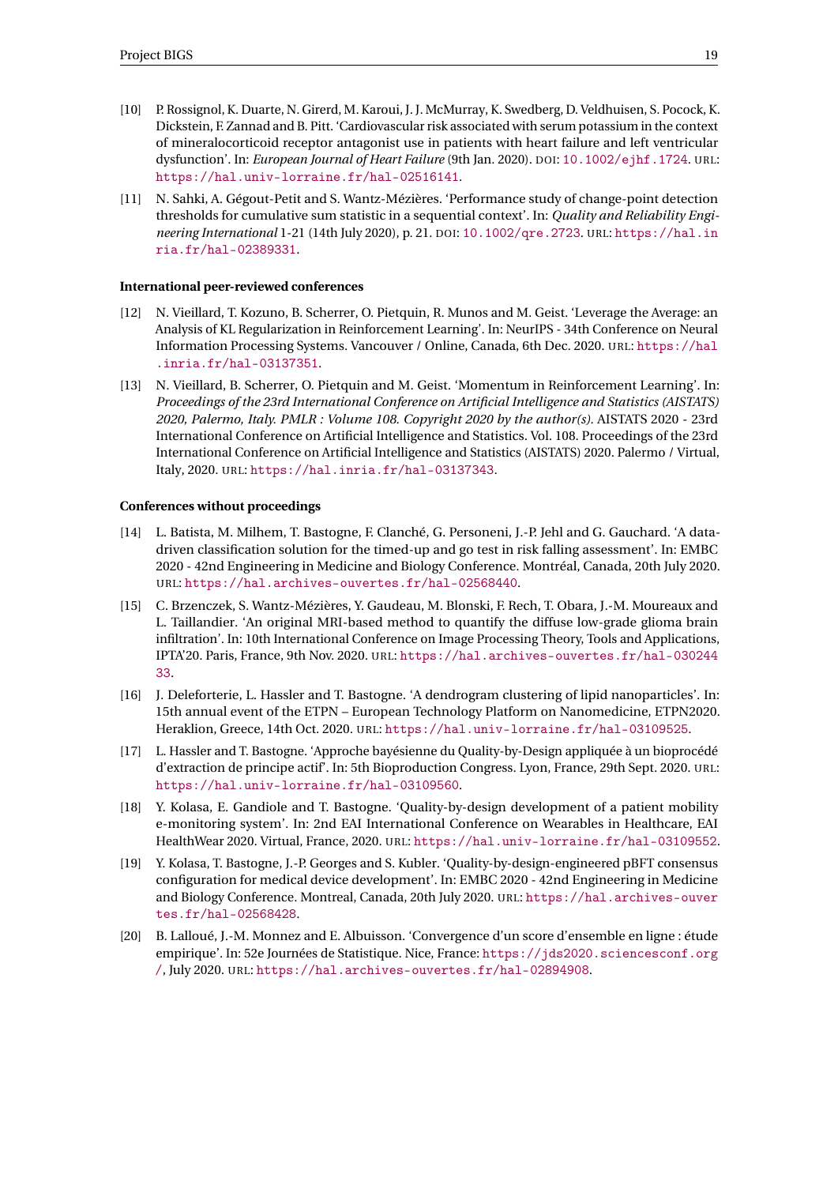[10] P. Rossignol, K. Duarte, N. Girerd, M. Karoui, J. J. McMurray, K. Swedberg, D. Veldhuisen, S. Pocock, K. Dickstein, F. Zannad and B. Pitt. 'Cardiovascular risk associated with serum potassium in the context of mineralocorticoid receptor antagonist use in patients with heart failure and left ventricular dysfunction'. In: *European Journal of Heart Failure* (9th Jan. 2020). DOI: 10.1002/ejhf.1724. URL: https://hal.univ-lorraine.fr/hal-02516141.

[11] N. Sahki, A. Gégout-Petit and S. Wantz-Mézières. 'Performance study of change-point detection thresholds for cumulative sum statistic in a sequential context'. In: *Quality and Reliability Engineering International* 1-21 (14th July 2020), p. 21. DOI: 10.1002/qre.2723. URL: https://hal.inria.fr/hal-02389331.

**International peer-reviewed conferences**

[12] N. Vieillard, T. Kozuno, B. Scherrer, O. Pietquin, R. Munos and M. Geist. 'Leverage the Average: an Analysis of KL Regularization in Reinforcement Learning'. In: NeurIPS - 34th Conference on Neural Information Processing Systems. Vancouver / Online, Canada, 6th Dec. 2020. URL: https://hal.inria.fr/hal-03137351.

[13] N. Vieillard, B. Scherrer, O. Pietquin and M. Geist. 'Momentum in Reinforcement Learning'. In: *Proceedings of the 23rd International Conference on Artificial Intelligence and Statistics (AISTATS) 2020, Palermo, Italy. PMLR : Volume 108. Copyright 2020 by the author(s)*. AISTATS 2020 - 23rd International Conference on Artificial Intelligence and Statistics. Vol. 108. Proceedings of the 23rd International Conference on Artificial Intelligence and Statistics (AISTATS) 2020. Palermo / Virtual, Italy, 2020. URL: https://hal.inria.fr/hal-03137343.

**Conferences without proceedings**

[14] L. Batista, M. Milhem, T. Bastogne, F. Clanché, G. Personeni, J.-P. Jehl and G. Gauchard. 'A data-driven classification solution for the timed-up and go test in risk falling assessment'. In: EMBC 2020 - 42nd Engineering in Medicine and Biology Conference. Montréal, Canada, 20th July 2020. URL: https://hal.archives-ouvertes.fr/hal-02568440.

[15] C. Brzenczek, S. Wantz-Mézières, Y. Gaudeau, M. Blonski, F. Rech, T. Obara, J.-M. Moureaux and L. Taillandier. 'An original MRI-based method to quantify the diffuse low-grade glioma brain infiltration'. In: 10th International Conference on Image Processing Theory, Tools and Applications, IPTA'20. Paris, France, 9th Nov. 2020. URL: https://hal.archives-ouvertes.fr/hal-03024433.

[16] J. Deleforterie, L. Hassler and T. Bastogne. 'A dendrogram clustering of lipid nanoparticles'. In: 15th annual event of the ETPN – European Technology Platform on Nanomedicine, ETPN2020. Heraklion, Greece, 14th Oct. 2020. URL: https://hal.univ-lorraine.fr/hal-03109525.

[17] L. Hassler and T. Bastogne. 'Approche bayésienne du Quality-by-Design appliquée à un bioprocédé d'extraction de principe actif'. In: 5th Bioproduction Congress. Lyon, France, 29th Sept. 2020. URL: https://hal.univ-lorraine.fr/hal-03109560.

[18] Y. Kolasa, E. Gandiole and T. Bastogne. 'Quality-by-design development of a patient mobility e-monitoring system'. In: 2nd EAI International Conference on Wearables in Healthcare, EAI HealthWear 2020. Virtual, France, 2020. URL: https://hal.univ-lorraine.fr/hal-03109552.

[19] Y. Kolasa, T. Bastogne, J.-P. Georges and S. Kubler. 'Quality-by-design-engineered pBFT consensus configuration for medical device development'. In: EMBC 2020 - 42nd Engineering in Medicine and Biology Conference. Montreal, Canada, 20th July 2020. URL: https://hal.archives-ouvertes.fr/hal-02568428.

[20] B. Lalloué, J.-M. Monnez and E. Albuisson. 'Convergence d'un score d'ensemble en ligne : étude empirique'. In: 52e Journées de Statistique. Nice, France: https://jds2020.sciencesconf.org/, July 2020. URL: https://hal.archives-ouvertes.fr/hal-02894908.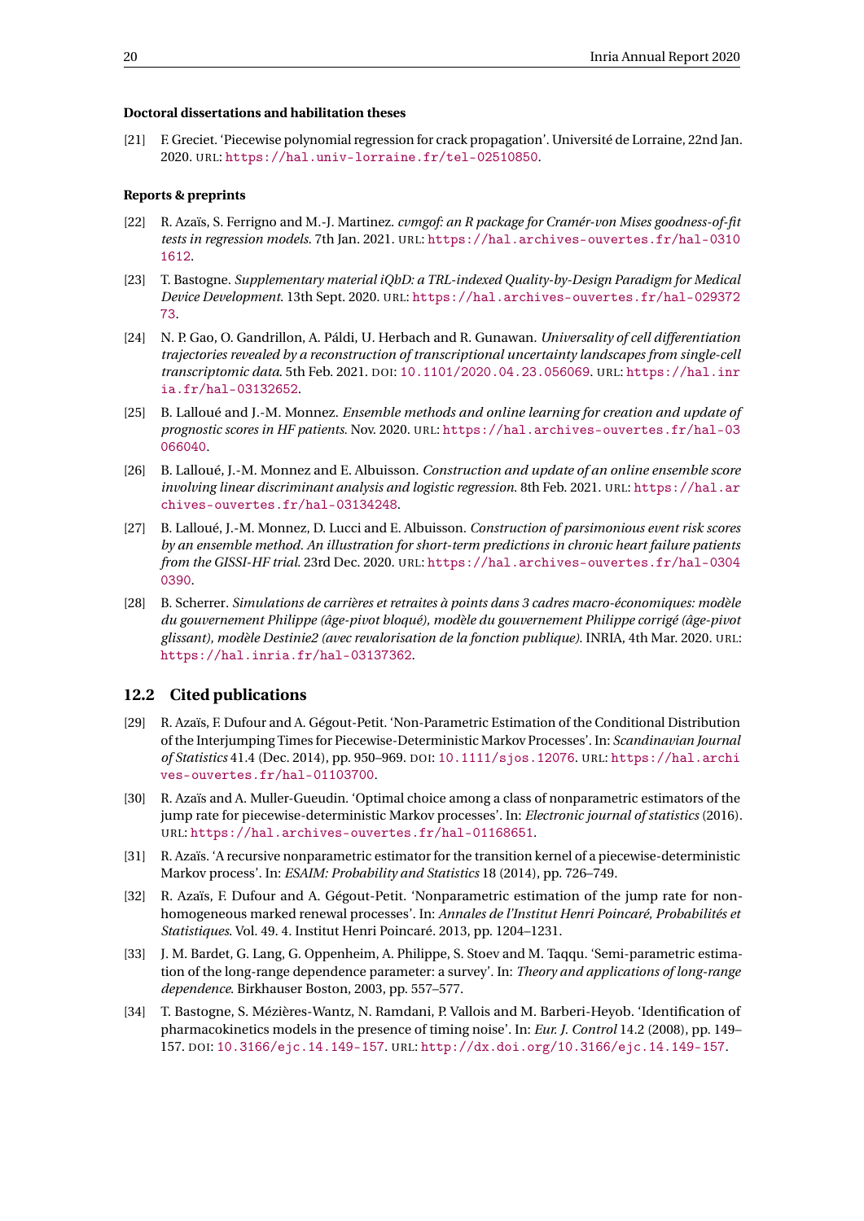#### Doctoral dissertations and habilitation theses

[21] F. Greciet. 'Piecewise polynomial regression for crack propagation'. Université de Lorraine, 22nd Jan. 2020. URL: https://hal.univ-lorraine.fr/tel-02510850.

#### Reports & preprints

[22] R. Azaïs, S. Ferrigno and M.-J. Martinez. *cvmgof: an R package for Cramér-von Mises goodness-of-fit tests in regression models*. 7th Jan. 2021. URL: https://hal.archives-ouvertes.fr/hal-03101612.

[23] T. Bastogne. *Supplementary material iQbD: a TRL-indexed Quality-by-Design Paradigm for Medical Device Development*. 13th Sept. 2020. URL: https://hal.archives-ouvertes.fr/hal-02937273.

[24] N. P. Gao, O. Gandrillon, A. Páldi, U. Herbach and R. Gunawan. *Universality of cell differentiation trajectories revealed by a reconstruction of transcriptional uncertainty landscapes from single-cell transcriptomic data*. 5th Feb. 2021. DOI: 10.1101/2020.04.23.056069. URL: https://hal.inria.fr/hal-03132652.

[25] B. Lalloué and J.-M. Monnez. *Ensemble methods and online learning for creation and update of prognostic scores in HF patients*. Nov. 2020. URL: https://hal.archives-ouvertes.fr/hal-03066040.

[26] B. Lalloué, J.-M. Monnez and E. Albuisson. *Construction and update of an online ensemble score involving linear discriminant analysis and logistic regression*. 8th Feb. 2021. URL: https://hal.archives-ouvertes.fr/hal-03134248.

[27] B. Lalloué, J.-M. Monnez, D. Lucci and E. Albuisson. *Construction of parsimonious event risk scores by an ensemble method. An illustration for short-term predictions in chronic heart failure patients from the GISSI-HF trial*. 23rd Dec. 2020. URL: https://hal.archives-ouvertes.fr/hal-03040390.

[28] B. Scherrer. *Simulations de carrières et retraites à points dans 3 cadres macro-économiques: modèle du gouvernement Philippe (âge-pivot bloqué), modèle du gouvernement Philippe corrigé (âge-pivot glissant), modèle Destinie2 (avec revalorisation de la fonction publique)*. INRIA, 4th Mar. 2020. URL: https://hal.inria.fr/hal-03137362.

### 12.2 Cited publications

[29] R. Azaïs, F. Dufour and A. Gégout-Petit. 'Non-Parametric Estimation of the Conditional Distribution of the Interjumping Times for Piecewise-Deterministic Markov Processes'. In: *Scandinavian Journal of Statistics* 41.4 (Dec. 2014), pp. 950–969. DOI: 10.1111/sjos.12076. URL: https://hal.archives-ouvertes.fr/hal-01103700.

[30] R. Azaïs and A. Muller-Gueudin. 'Optimal choice among a class of nonparametric estimators of the jump rate for piecewise-deterministic Markov processes'. In: *Electronic journal of statistics* (2016). URL: https://hal.archives-ouvertes.fr/hal-01168651.

[31] R. Azaïs. 'A recursive nonparametric estimator for the transition kernel of a piecewise-deterministic Markov process'. In: *ESAIM: Probability and Statistics* 18 (2014), pp. 726–749.

[32] R. Azaïs, F. Dufour and A. Gégout-Petit. 'Nonparametric estimation of the jump rate for non-homogeneous marked renewal processes'. In: *Annales de l'Institut Henri Poincaré, Probabilités et Statistiques*. Vol. 49. 4. Institut Henri Poincaré. 2013, pp. 1204–1231.

[33] J. M. Bardet, G. Lang, G. Oppenheim, A. Philippe, S. Stoev and M. Taqqu. 'Semi-parametric estimation of the long-range dependence parameter: a survey'. In: *Theory and applications of long-range dependence*. Birkhauser Boston, 2003, pp. 557–577.

[34] T. Bastogne, S. Mézières-Wantz, N. Ramdani, P. Vallois and M. Barberi-Heyob. 'Identification of pharmacokinetics models in the presence of timing noise'. In: *Eur. J. Control* 14.2 (2008), pp. 149–157. DOI: 10.3166/ejc.14.149-157. URL: http://dx.doi.org/10.3166/ejc.14.149-157.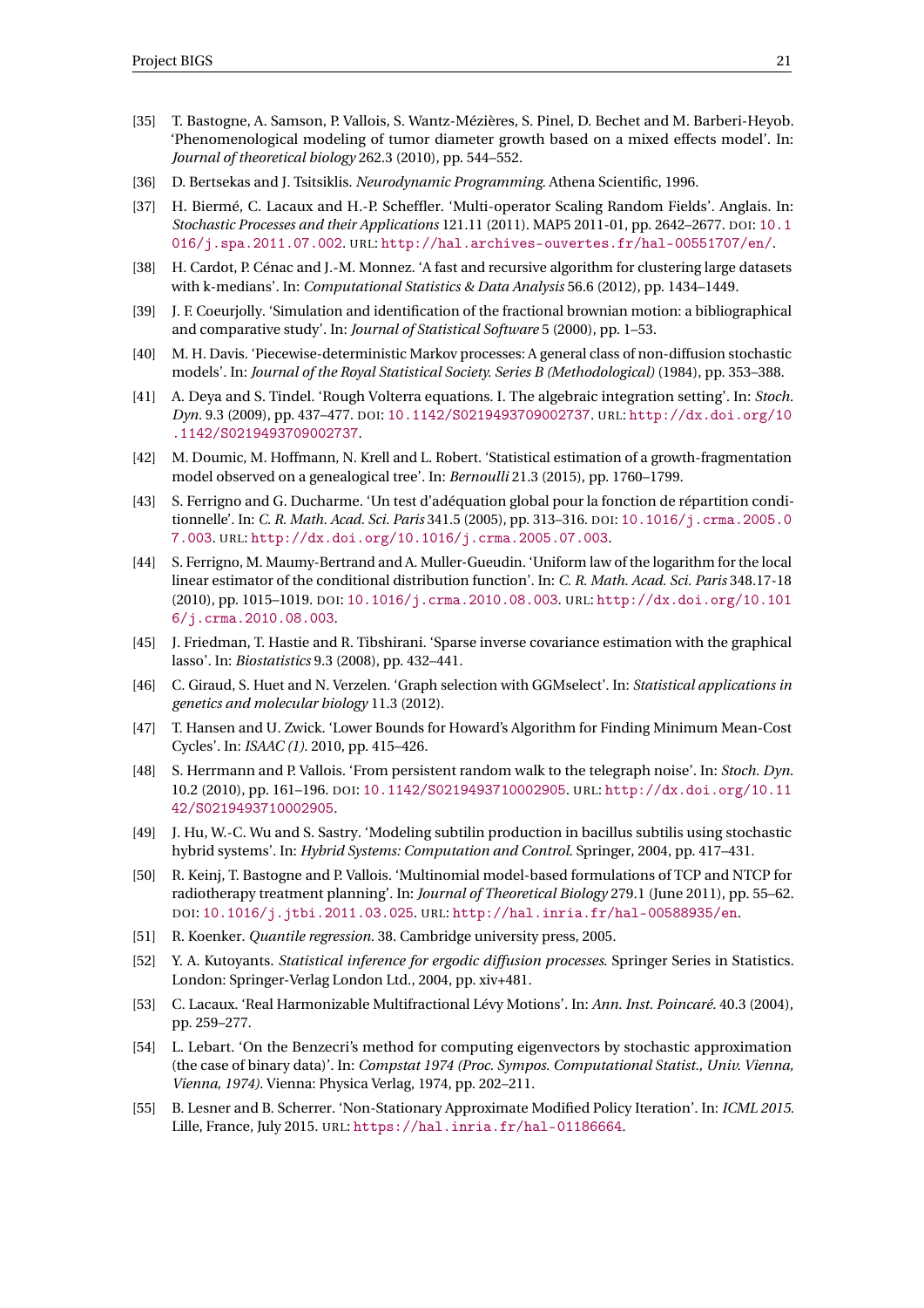[35] T. Bastogne, A. Samson, P. Vallois, S. Wantz-Mézières, S. Pinel, D. Bechet and M. Barberi-Heyob. 'Phenomenological modeling of tumor diameter growth based on a mixed effects model'. In: *Journal of theoretical biology* 262.3 (2010), pp. 544–552.

[36] D. Bertsekas and J. Tsitsiklis. *Neurodynamic Programming*. Athena Scientific, 1996.

[37] H. Biermé, C. Lacaux and H.-P. Scheffler. 'Multi-operator Scaling Random Fields'. Anglais. In: *Stochastic Processes and their Applications* 121.11 (2011). MAP5 2011-01, pp. 2642–2677. DOI: 10.1016/j.spa.2011.07.002. URL: http://hal.archives-ouvertes.fr/hal-00551707/en/.

[38] H. Cardot, P. Cénac and J.-M. Monnez. 'A fast and recursive algorithm for clustering large datasets with k-medians'. In: *Computational Statistics & Data Analysis* 56.6 (2012), pp. 1434–1449.

[39] J. F. Coeurjolly. 'Simulation and identification of the fractional brownian motion: a bibliographical and comparative study'. In: *Journal of Statistical Software* 5 (2000), pp. 1–53.

[40] M. H. Davis. 'Piecewise-deterministic Markov processes: A general class of non-diffusion stochastic models'. In: *Journal of the Royal Statistical Society. Series B (Methodological)* (1984), pp. 353–388.

[41] A. Deya and S. Tindel. 'Rough Volterra equations. I. The algebraic integration setting'. In: *Stoch. Dyn.* 9.3 (2009), pp. 437–477. DOI: 10.1142/S0219493709002737. URL: http://dx.doi.org/10.1142/S0219493709002737.

[42] M. Doumic, M. Hoffmann, N. Krell and L. Robert. 'Statistical estimation of a growth-fragmentation model observed on a genealogical tree'. In: *Bernoulli* 21.3 (2015), pp. 1760–1799.

[43] S. Ferrigno and G. Ducharme. 'Un test d'adéquation global pour la fonction de répartition conditionnelle'. In: *C. R. Math. Acad. Sci. Paris* 341.5 (2005), pp. 313–316. DOI: 10.1016/j.crma.2005.07.003. URL: http://dx.doi.org/10.1016/j.crma.2005.07.003.

[44] S. Ferrigno, M. Maumy-Bertrand and A. Muller-Gueudin. 'Uniform law of the logarithm for the local linear estimator of the conditional distribution function'. In: *C. R. Math. Acad. Sci. Paris* 348.17-18 (2010), pp. 1015–1019. DOI: 10.1016/j.crma.2010.08.003. URL: http://dx.doi.org/10.1016/j.crma.2010.08.003.

[45] J. Friedman, T. Hastie and R. Tibshirani. 'Sparse inverse covariance estimation with the graphical lasso'. In: *Biostatistics* 9.3 (2008), pp. 432–441.

[46] C. Giraud, S. Huet and N. Verzelen. 'Graph selection with GGMselect'. In: *Statistical applications in genetics and molecular biology* 11.3 (2012).

[47] T. Hansen and U. Zwick. 'Lower Bounds for Howard's Algorithm for Finding Minimum Mean-Cost Cycles'. In: *ISAAC (1)*. 2010, pp. 415–426.

[48] S. Herrmann and P. Vallois. 'From persistent random walk to the telegraph noise'. In: *Stoch. Dyn.* 10.2 (2010), pp. 161–196. DOI: 10.1142/S0219493710002905. URL: http://dx.doi.org/10.1142/S0219493710002905.

[49] J. Hu, W.-C. Wu and S. Sastry. 'Modeling subtilin production in bacillus subtilis using stochastic hybrid systems'. In: *Hybrid Systems: Computation and Control*. Springer, 2004, pp. 417–431.

[50] R. Keinj, T. Bastogne and P. Vallois. 'Multinomial model-based formulations of TCP and NTCP for radiotherapy treatment planning'. In: *Journal of Theoretical Biology* 279.1 (June 2011), pp. 55–62. DOI: 10.1016/j.jtbi.2011.03.025. URL: http://hal.inria.fr/hal-00588935/en.

[51] R. Koenker. *Quantile regression*. 38. Cambridge university press, 2005.

[52] Y. A. Kutoyants. *Statistical inference for ergodic diffusion processes*. Springer Series in Statistics. London: Springer-Verlag London Ltd., 2004, pp. xiv+481.

[53] C. Lacaux. 'Real Harmonizable Multifractional Lévy Motions'. In: *Ann. Inst. Poincaré.* 40.3 (2004), pp. 259–277.

[54] L. Lebart. 'On the Benzecri's method for computing eigenvectors by stochastic approximation (the case of binary data)'. In: *Compstat 1974 (Proc. Sympos. Computational Statist., Univ. Vienna, Vienna, 1974)*. Vienna: Physica Verlag, 1974, pp. 202–211.

[55] B. Lesner and B. Scherrer. 'Non-Stationary Approximate Modified Policy Iteration'. In: *ICML 2015*. Lille, France, July 2015. URL: https://hal.inria.fr/hal-01186664.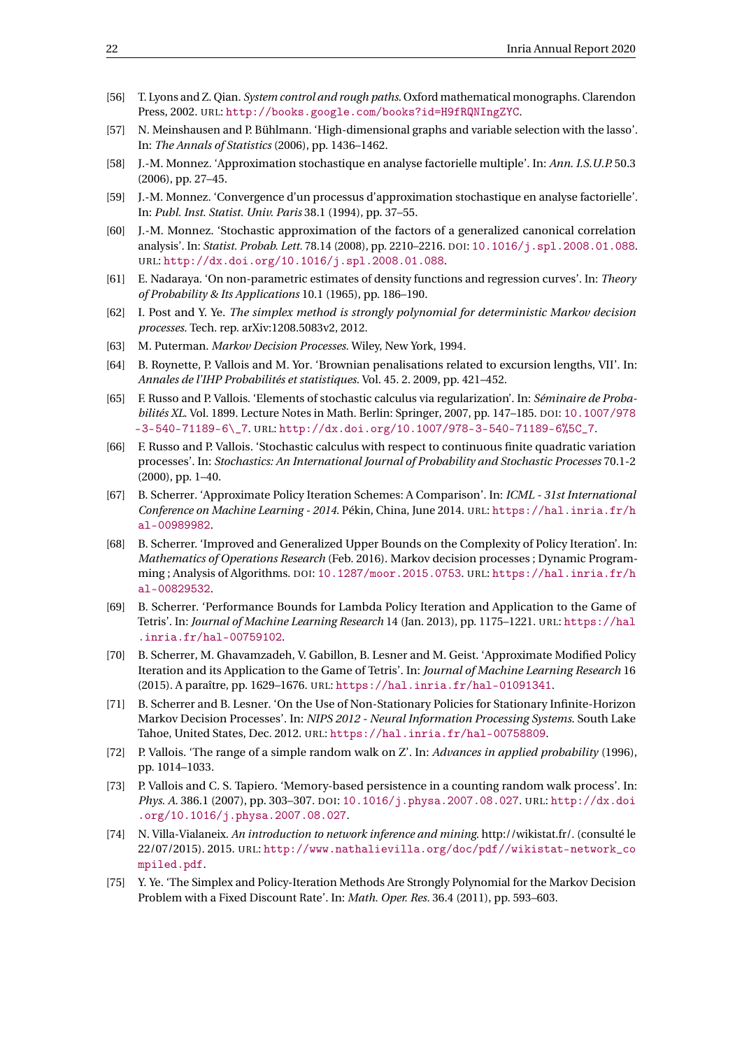[56] T. Lyons and Z. Qian. *System control and rough paths*. Oxford mathematical monographs. Clarendon Press, 2002. URL: http://books.google.com/books?id=H9fRQNIngZYC.

[57] N. Meinshausen and P. Bühlmann. 'High-dimensional graphs and variable selection with the lasso'. In: *The Annals of Statistics* (2006), pp. 1436–1462.

[58] J.-M. Monnez. 'Approximation stochastique en analyse factorielle multiple'. In: *Ann. I.S.U.P.* 50.3 (2006), pp. 27–45.

[59] J.-M. Monnez. 'Convergence d'un processus d'approximation stochastique en analyse factorielle'. In: *Publ. Inst. Statist. Univ. Paris* 38.1 (1994), pp. 37–55.

[60] J.-M. Monnez. 'Stochastic approximation of the factors of a generalized canonical correlation analysis'. In: *Statist. Probab. Lett.* 78.14 (2008), pp. 2210–2216. DOI: 10.1016/j.spl.2008.01.088. URL: http://dx.doi.org/10.1016/j.spl.2008.01.088.

[61] E. Nadaraya. 'On non-parametric estimates of density functions and regression curves'. In: *Theory of Probability & Its Applications* 10.1 (1965), pp. 186–190.

[62] I. Post and Y. Ye. *The simplex method is strongly polynomial for deterministic Markov decision processes*. Tech. rep. arXiv:1208.5083v2, 2012.

[63] M. Puterman. *Markov Decision Processes*. Wiley, New York, 1994.

[64] B. Roynette, P. Vallois and M. Yor. 'Brownian penalisations related to excursion lengths, VII'. In: *Annales de l'IHP Probabilités et statistiques*. Vol. 45. 2. 2009, pp. 421–452.

[65] F. Russo and P. Vallois. 'Elements of stochastic calculus via regularization'. In: *Séminaire de Probabilités XL*. Vol. 1899. Lecture Notes in Math. Berlin: Springer, 2007, pp. 147–185. DOI: 10.1007/978-3-540-71189-6\_7. URL: http://dx.doi.org/10.1007/978-3-540-71189-6%5C_7.

[66] F. Russo and P. Vallois. 'Stochastic calculus with respect to continuous finite quadratic variation processes'. In: *Stochastics: An International Journal of Probability and Stochastic Processes* 70.1-2 (2000), pp. 1–40.

[67] B. Scherrer. 'Approximate Policy Iteration Schemes: A Comparison'. In: *ICML - 31st International Conference on Machine Learning - 2014*. Pékin, China, June 2014. URL: https://hal.inria.fr/hal-00989982.

[68] B. Scherrer. 'Improved and Generalized Upper Bounds on the Complexity of Policy Iteration'. In: *Mathematics of Operations Research* (Feb. 2016). Markov decision processes ; Dynamic Programming ; Analysis of Algorithms. DOI: 10.1287/moor.2015.0753. URL: https://hal.inria.fr/hal-00829532.

[69] B. Scherrer. 'Performance Bounds for Lambda Policy Iteration and Application to the Game of Tetris'. In: *Journal of Machine Learning Research* 14 (Jan. 2013), pp. 1175–1221. URL: https://hal.inria.fr/hal-00759102.

[70] B. Scherrer, M. Ghavamzadeh, V. Gabillon, B. Lesner and M. Geist. 'Approximate Modified Policy Iteration and its Application to the Game of Tetris'. In: *Journal of Machine Learning Research* 16 (2015). A paraître, pp. 1629–1676. URL: https://hal.inria.fr/hal-01091341.

[71] B. Scherrer and B. Lesner. 'On the Use of Non-Stationary Policies for Stationary Infinite-Horizon Markov Decision Processes'. In: *NIPS 2012 - Neural Information Processing Systems*. South Lake Tahoe, United States, Dec. 2012. URL: https://hal.inria.fr/hal-00758809.

[72] P. Vallois. 'The range of a simple random walk on Z'. In: *Advances in applied probability* (1996), pp. 1014–1033.

[73] P. Vallois and C. S. Tapiero. 'Memory-based persistence in a counting random walk process'. In: *Phys. A.* 386.1 (2007), pp. 303–307. DOI: 10.1016/j.physa.2007.08.027. URL: http://dx.doi.org/10.1016/j.physa.2007.08.027.

[74] N. Villa-Vialaneix. *An introduction to network inference and mining*. http://wikistat.fr/. (consulté le 22/07/2015). 2015. URL: http://www.nathalievilla.org/doc/pdf/wikistat-network_compiled.pdf.

[75] Y. Ye. 'The Simplex and Policy-Iteration Methods Are Strongly Polynomial for the Markov Decision Problem with a Fixed Discount Rate'. In: *Math. Oper. Res.* 36.4 (2011), pp. 593–603.